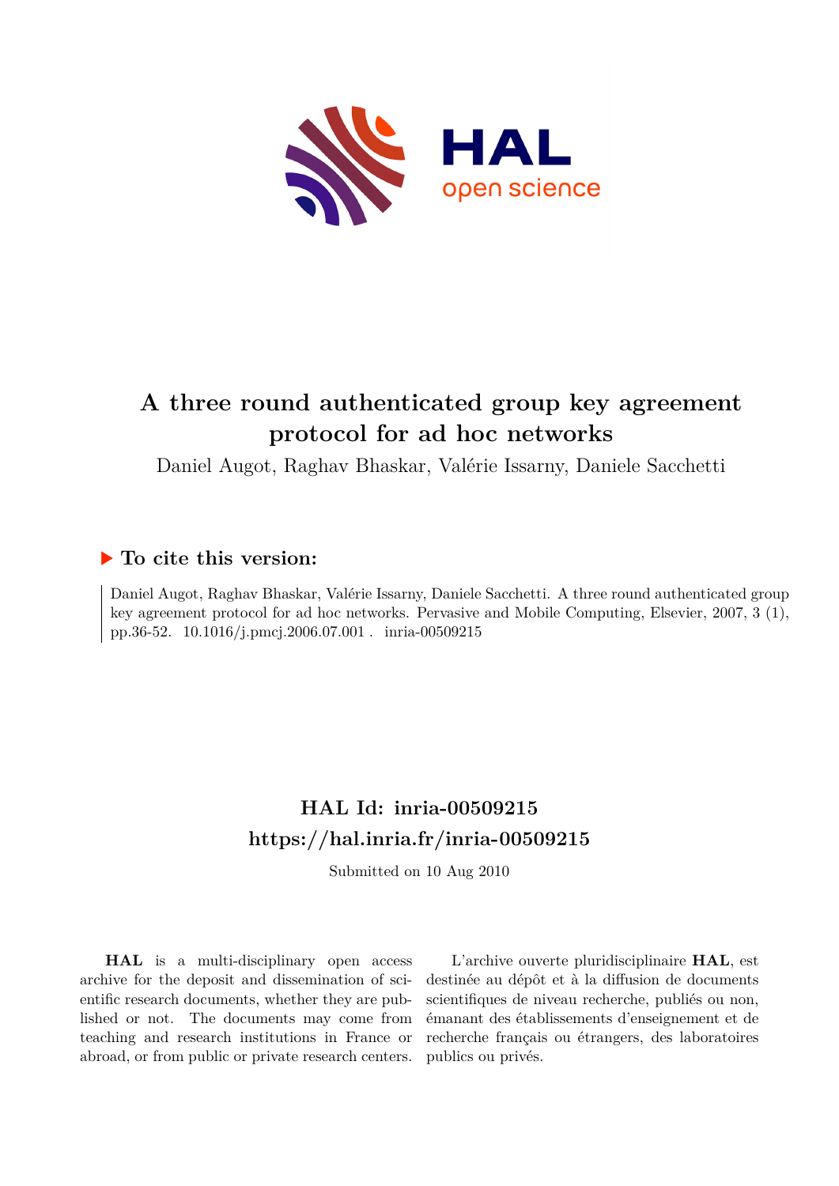# A three round authenticated group key agreement protocol for ad hoc networks

Daniel Augot, Raghav Bhaskar, Valérie Issarny, Daniele Sacchetti

## ▶ To cite this version:

Daniel Augot, Raghav Bhaskar, Valérie Issarny, Daniele Sacchetti. A three round authenticated group key agreement protocol for ad hoc networks. Pervasive and Mobile Computing, Elsevier, 2007, 3 (1), pp.36-52. 10.1016/j.pmcj.2006.07.001 . inria-00509215

## HAL Id: inria-00509215
## https://hal.inria.fr/inria-00509215

Submitted on 10 Aug 2010

**HAL** is a multi-disciplinary open access archive for the deposit and dissemination of scientific research documents, whether they are published or not. The documents may come from teaching and research institutions in France or abroad, or from public or private research centers.

L'archive ouverte pluridisciplinaire **HAL**, est destinée au dépôt et à la diffusion de documents scientifiques de niveau recherche, publiés ou non, émanant des établissements d'enseignement et de recherche français ou étrangers, des laboratoires publics ou privés.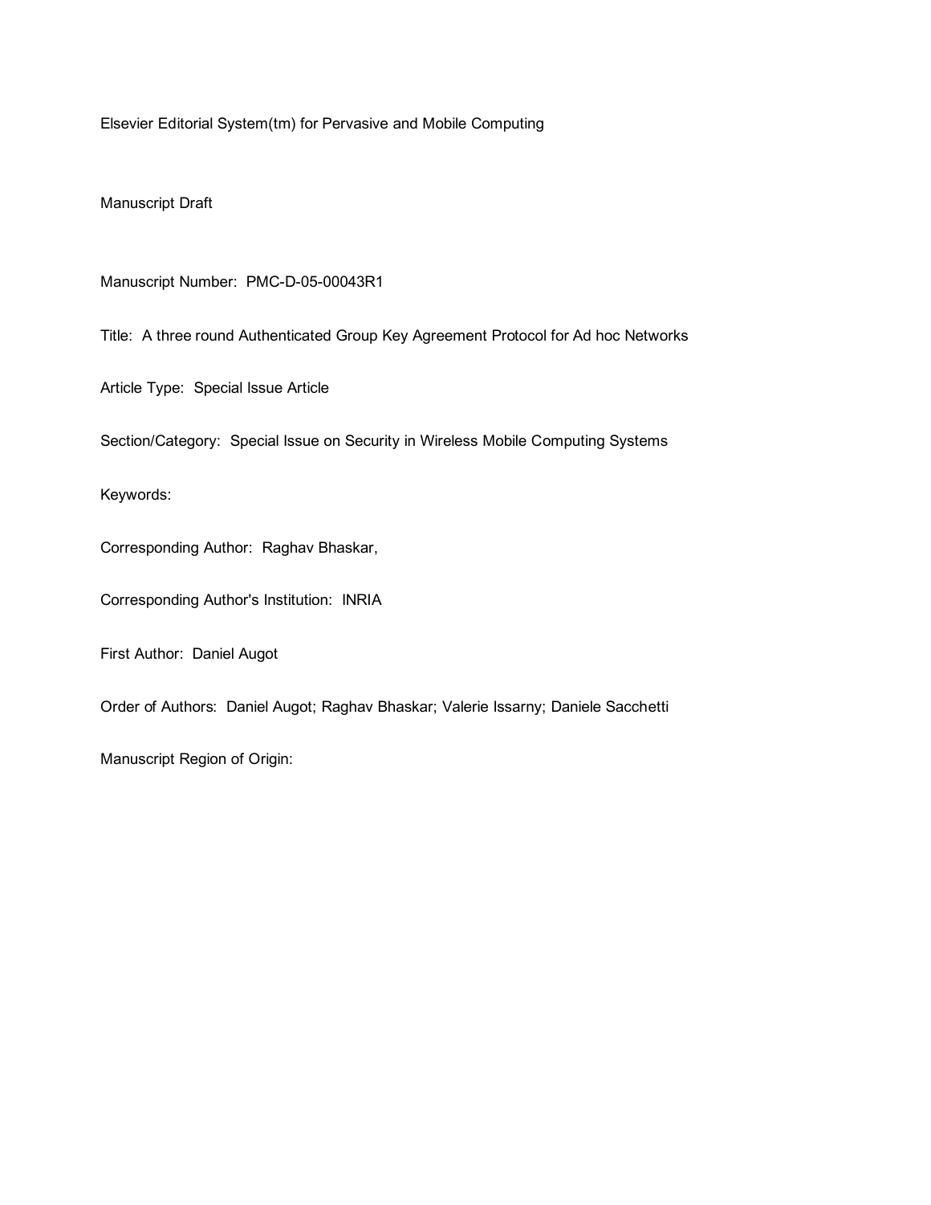Elsevier Editorial System(tm) for Pervasive and Mobile Computing

Manuscript Draft

Manuscript Number: PMC-D-05-00043R1

Title: A three round Authenticated Group Key Agreement Protocol for Ad hoc Networks

Article Type: Special Issue Article

Section/Category: Special Issue on Security in Wireless Mobile Computing Systems

Keywords:

Corresponding Author: Raghav Bhaskar,

Corresponding Author's Institution: INRIA

First Author: Daniel Augot

Order of Authors: Daniel Augot; Raghav Bhaskar; Valerie Issarny; Daniele Sacchetti

Manuscript Region of Origin: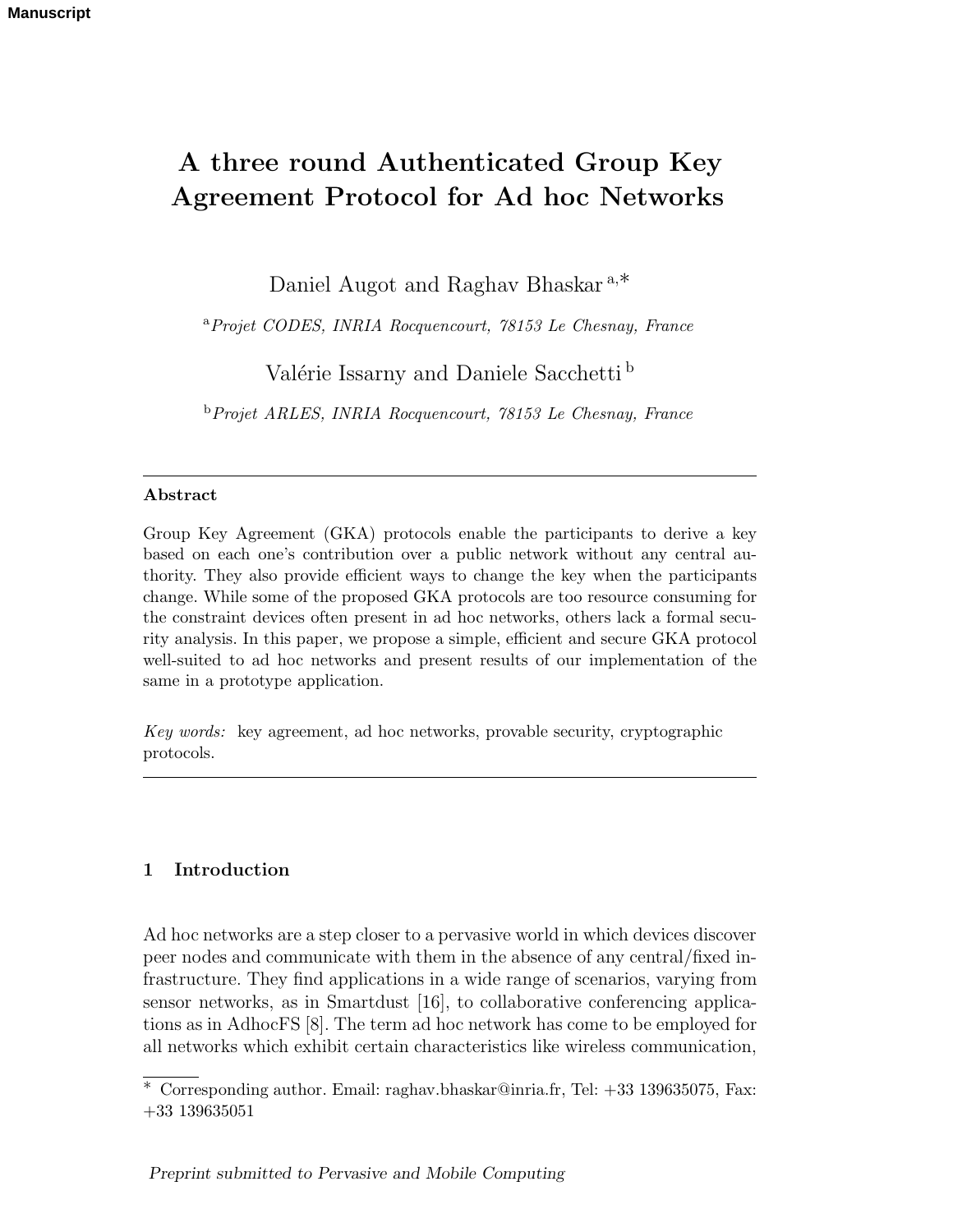# A three round Authenticated Group Key Agreement Protocol for Ad hoc Networks

Daniel Augot and Raghav Bhaskar [a,*]

[a] *Projet CODES, INRIA Rocquencourt, 78153 Le Chesnay, France*

Valérie Issarny and Daniele Sacchetti [b]

[b] *Projet ARLES, INRIA Rocquencourt, 78153 Le Chesnay, France*

---

**Abstract**

Group Key Agreement (GKA) protocols enable the participants to derive a key based on each one's contribution over a public network without any central authority. They also provide efficient ways to change the key when the participants change. While some of the proposed GKA protocols are too resource consuming for the constraint devices often present in ad hoc networks, others lack a formal security analysis. In this paper, we propose a simple, efficient and secure GKA protocol well-suited to ad hoc networks and present results of our implementation of the same in a prototype application.

*Key words:* key agreement, ad hoc networks, provable security, cryptographic protocols.

---

## 1 Introduction

Ad hoc networks are a step closer to a pervasive world in which devices discover peer nodes and communicate with them in the absence of any central/fixed infrastructure. They find applications in a wide range of scenarios, varying from sensor networks, as in Smartdust [16], to collaborative conferencing applications as in AdhocFS [8]. The term ad hoc network has come to be employed for all networks which exhibit certain characteristics like wireless communication,

---

* Corresponding author. Email: raghav.bhaskar@inria.fr, Tel: +33 139635075, Fax: +33 139635051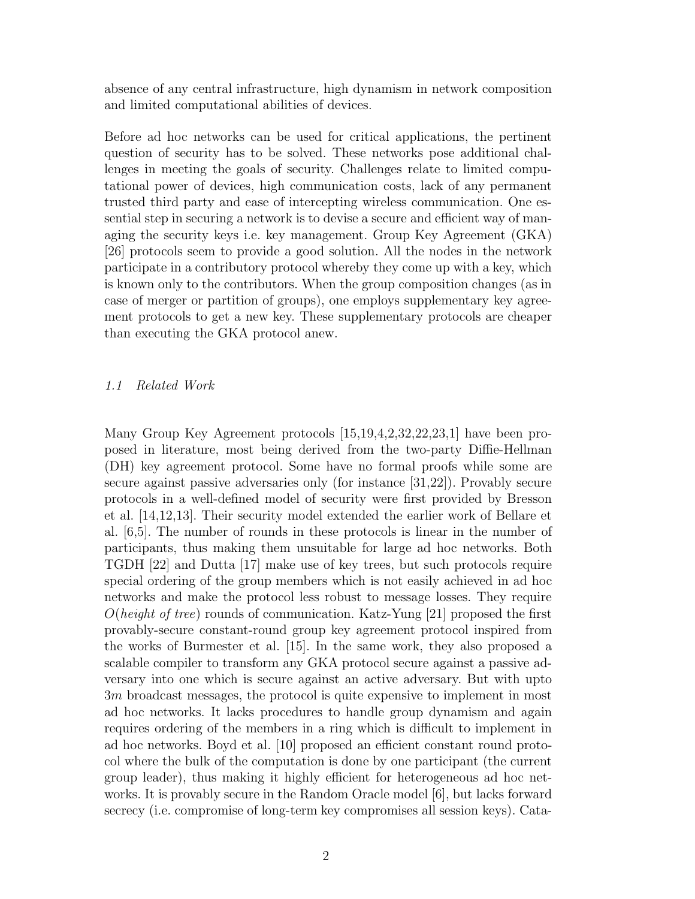absence of any central infrastructure, high dynamism in network composition and limited computational abilities of devices.

Before ad hoc networks can be used for critical applications, the pertinent question of security has to be solved. These networks pose additional challenges in meeting the goals of security. Challenges relate to limited computational power of devices, high communication costs, lack of any permanent trusted third party and ease of intercepting wireless communication. One essential step in securing a network is to devise a secure and efficient way of managing the security keys i.e. key management. Group Key Agreement (GKA) [26] protocols seem to provide a good solution. All the nodes in the network participate in a contributory protocol whereby they come up with a key, which is known only to the contributors. When the group composition changes (as in case of merger or partition of groups), one employs supplementary key agreement protocols to get a new key. These supplementary protocols are cheaper than executing the GKA protocol anew.

### *1.1 Related Work*

Many Group Key Agreement protocols [15,19,4,2,32,22,23,1] have been proposed in literature, most being derived from the two-party Diffie-Hellman (DH) key agreement protocol. Some have no formal proofs while some are secure against passive adversaries only (for instance [31,22]). Provably secure protocols in a well-defined model of security were first provided by Bresson et al. [14,12,13]. Their security model extended the earlier work of Bellare et al. [6,5]. The number of rounds in these protocols is linear in the number of participants, thus making them unsuitable for large ad hoc networks. Both TGDH [22] and Dutta [17] make use of key trees, but such protocols require special ordering of the group members which is not easily achieved in ad hoc networks and make the protocol less robust to message losses. They require $O(\textit{height of tree})$ rounds of communication. Katz-Yung [21] proposed the first provably-secure constant-round group key agreement protocol inspired from the works of Burmester et al. [15]. In the same work, they also proposed a scalable compiler to transform any GKA protocol secure against a passive adversary into one which is secure against an active adversary. But with upto $3m$ broadcast messages, the protocol is quite expensive to implement in most ad hoc networks. It lacks procedures to handle group dynamism and again requires ordering of the members in a ring which is difficult to implement in ad hoc networks. Boyd et al. [10] proposed an efficient constant round protocol where the bulk of the computation is done by one participant (the current group leader), thus making it highly efficient for heterogeneous ad hoc networks. It is provably secure in the Random Oracle model [6], but lacks forward secrecy (i.e. compromise of long-term key compromises all session keys). Cata-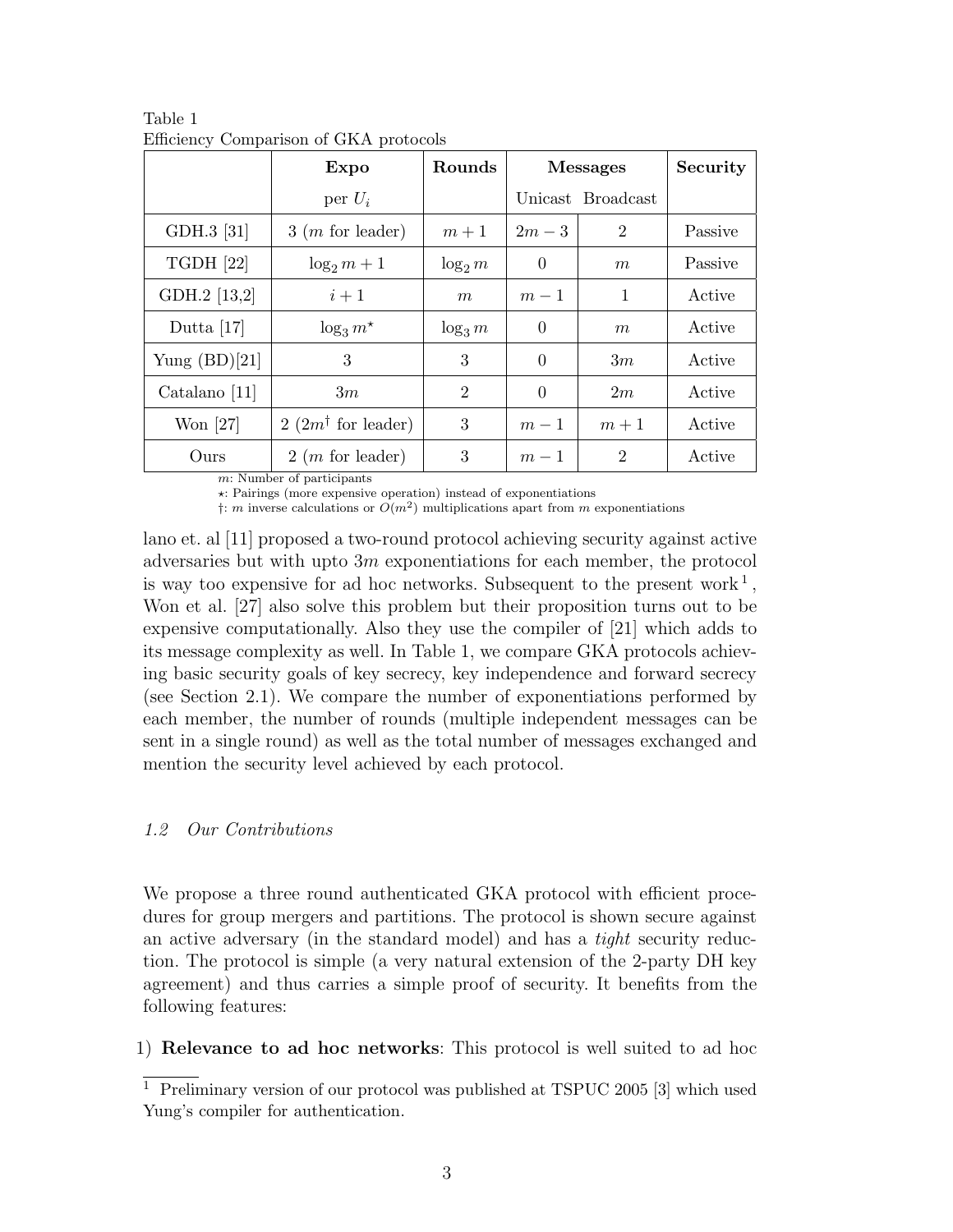Table 1
Efficiency Comparison of GKA protocols

| | **Expo** | **Rounds** | **Messages** | | **Security** |
|---|---|---|---|---|---|
| | per $U_i$ | | Unicast | Broadcast | |
| GDH.3 [31] | 3 ($m$ for leader) | $m+1$ | $2m-3$ | 2 | Passive |
| TGDH [22] | $\log_2 m + 1$ | $\log_2 m$ | 0 | $m$ | Passive |
| GDH.2 [13,2] | $i+1$ | $m$ | $m-1$ | 1 | Active |
| Dutta [17] | $\log_3 m^{\star}$ | $\log_3 m$ | 0 | $m$ | Active |
| Yung (BD)[21] | 3 | 3 | 0 | $3m$ | Active |
| Catalano [11] | $3m$ | 2 | 0 | $2m$ | Active |
| Won [27] | 2 ($2m^{\dagger}$ for leader) | 3 | $m-1$ | $m+1$ | Active |
| Ours | 2 ($m$ for leader) | 3 | $m-1$ | 2 | Active |

$m$: Number of participants
$\star$: Pairings (more expensive operation) instead of exponentiations
$\dagger$: $m$ inverse calculations or $O(m^2)$ multiplications apart from $m$ exponentiations

lano et. al [11] proposed a two-round protocol achieving security against active adversaries but with upto $3m$ exponentiations for each member, the protocol is way too expensive for ad hoc networks. Subsequent to the present work [1], Won et al. [27] also solve this problem but their proposition turns out to be expensive computationally. Also they use the compiler of [21] which adds to its message complexity as well. In Table 1, we compare GKA protocols achieving basic security goals of key secrecy, key independence and forward secrecy (see Section 2.1). We compare the number of exponentiations performed by each member, the number of rounds (multiple independent messages can be sent in a single round) as well as the total number of messages exchanged and mention the security level achieved by each protocol.

### *1.2 Our Contributions*

We propose a three round authenticated GKA protocol with efficient procedures for group mergers and partitions. The protocol is shown secure against an active adversary (in the standard model) and has a *tight* security reduction. The protocol is simple (a very natural extension of the 2-party DH key agreement) and thus carries a simple proof of security. It benefits from the following features:

1) **Relevance to ad hoc networks**: This protocol is well suited to ad hoc

[1] Preliminary version of our protocol was published at TSPUC 2005 [3] which used Yung's compiler for authentication.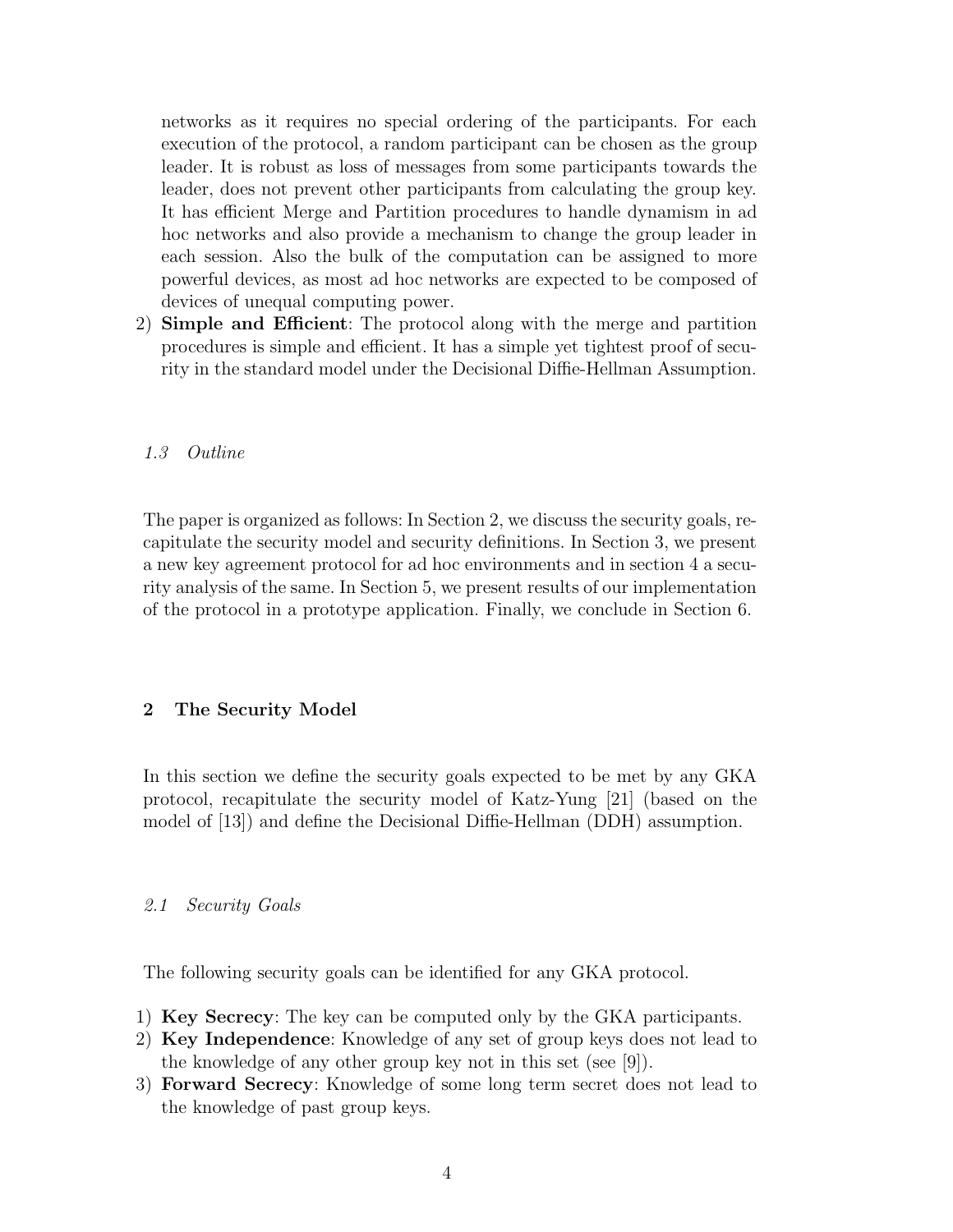networks as it requires no special ordering of the participants. For each execution of the protocol, a random participant can be chosen as the group leader. It is robust as loss of messages from some participants towards the leader, does not prevent other participants from calculating the group key. It has efficient Merge and Partition procedures to handle dynamism in ad hoc networks and also provide a mechanism to change the group leader in each session. Also the bulk of the computation can be assigned to more powerful devices, as most ad hoc networks are expected to be composed of devices of unequal computing power.

2) **Simple and Efficient**: The protocol along with the merge and partition procedures is simple and efficient. It has a simple yet tightest proof of security in the standard model under the Decisional Diffie-Hellman Assumption.

### *1.3 Outline*

The paper is organized as follows: In Section 2, we discuss the security goals, recapitulate the security model and security definitions. In Section 3, we present a new key agreement protocol for ad hoc environments and in section 4 a security analysis of the same. In Section 5, we present results of our implementation of the protocol in a prototype application. Finally, we conclude in Section 6.

## 2 The Security Model

In this section we define the security goals expected to be met by any GKA protocol, recapitulate the security model of Katz-Yung [21] (based on the model of [13]) and define the Decisional Diffie-Hellman (DDH) assumption.

### *2.1 Security Goals*

The following security goals can be identified for any GKA protocol.

1) **Key Secrecy**: The key can be computed only by the GKA participants.
2) **Key Independence**: Knowledge of any set of group keys does not lead to the knowledge of any other group key not in this set (see [9]).
3) **Forward Secrecy**: Knowledge of some long term secret does not lead to the knowledge of past group keys.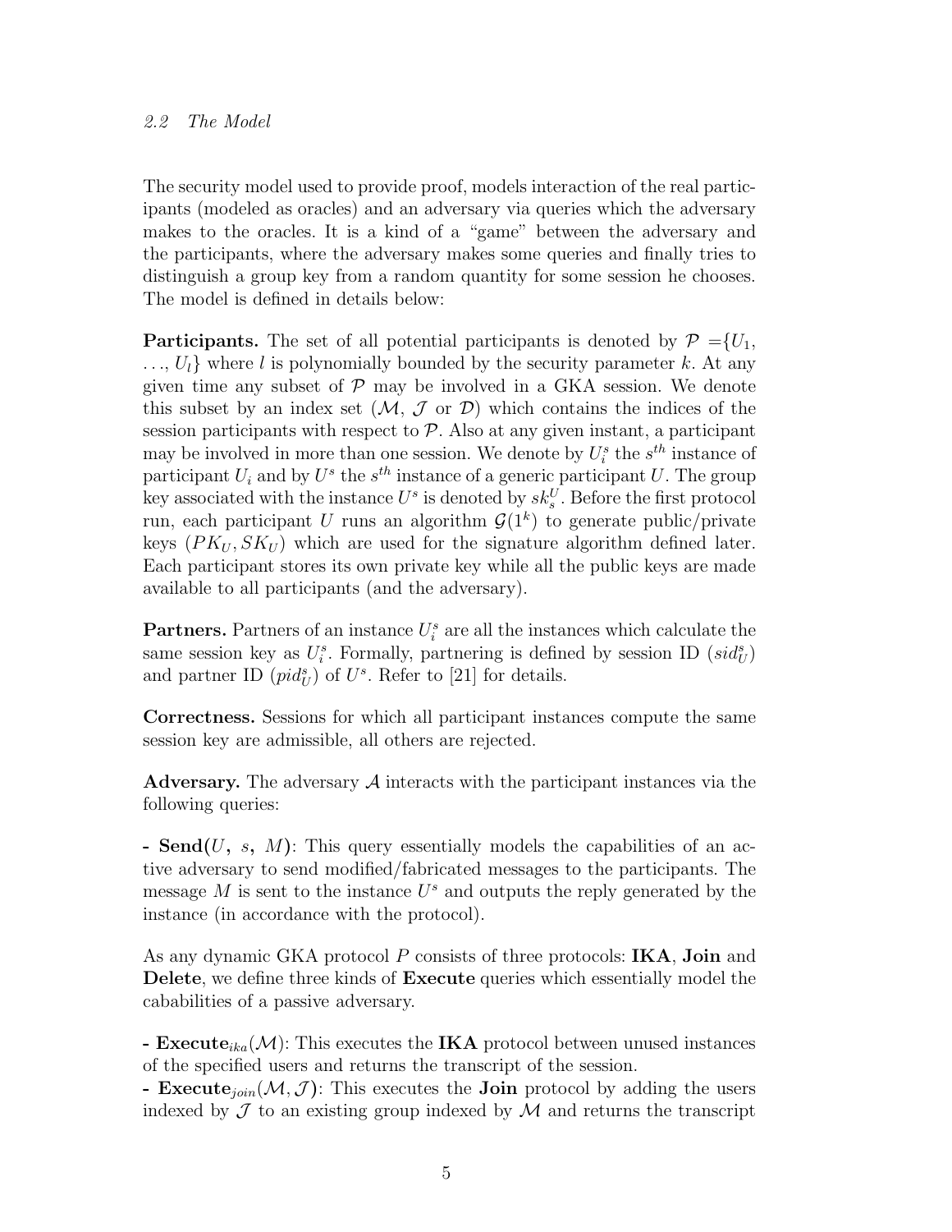### 2.2 The Model

The security model used to provide proof, models interaction of the real participants (modeled as oracles) and an adversary via queries which the adversary makes to the oracles. It is a kind of a "game" between the adversary and the participants, where the adversary makes some queries and finally tries to distinguish a group key from a random quantity for some session he chooses. The model is defined in details below:

**Participants.** The set of all potential participants is denoted by $\mathcal{P} = \{U_1, \ldots, U_l\}$ where $l$ is polynomially bounded by the security parameter $k$. At any given time any subset of $\mathcal{P}$ may be involved in a GKA session. We denote this subset by an index set ($\mathcal{M}$, $\mathcal{J}$ or $\mathcal{D}$) which contains the indices of the session participants with respect to $\mathcal{P}$. Also at any given instant, a participant may be involved in more than one session. We denote by $U_i^s$ the $s^{th}$ instance of participant $U_i$ and by $U^s$ the $s^{th}$ instance of a generic participant $U$. The group key associated with the instance $U^s$ is denoted by $sk_s^U$. Before the first protocol run, each participant $U$ runs an algorithm $\mathcal{G}(1^k)$ to generate public/private keys $(PK_U, SK_U)$ which are used for the signature algorithm defined later. Each participant stores its own private key while all the public keys are made available to all participants (and the adversary).

**Partners.** Partners of an instance $U_i^s$ are all the instances which calculate the same session key as $U_i^s$. Formally, partnering is defined by session ID ($sid_U^s$) and partner ID ($pid_U^s$) of $U^s$. Refer to [21] for details.

**Correctness.** Sessions for which all participant instances compute the same session key are admissible, all others are rejected.

**Adversary.** The adversary $\mathcal{A}$ interacts with the participant instances via the following queries:

**- Send(**$U$**,** $s$**,** $M$**)**: This query essentially models the capabilities of an active adversary to send modified/fabricated messages to the participants. The message $M$ is sent to the instance $U^s$ and outputs the reply generated by the instance (in accordance with the protocol).

As any dynamic GKA protocol $P$ consists of three protocols: **IKA**, **Join** and **Delete**, we define three kinds of **Execute** queries which essentially model the cabablities of a passive adversary.

**- Execute**$_{ika}(\mathcal{M})$: This executes the **IKA** protocol between unused instances of the specified users and returns the transcript of the session.
**- Execute**$_{join}(\mathcal{M}, \mathcal{J})$: This executes the **Join** protocol by adding the users indexed by $\mathcal{J}$ to an existing group indexed by $\mathcal{M}$ and returns the transcript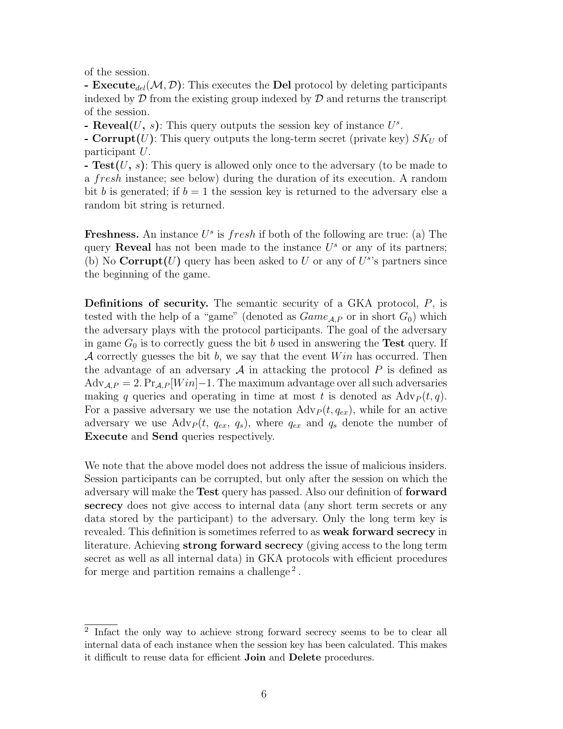of the session.

**- Execute$_{del}(\mathcal{M}, \mathcal{D})$**: This executes the **Del** protocol by deleting participants indexed by $\mathcal{D}$ from the existing group indexed by $\mathcal{D}$ and returns the transcript of the session.

**- Reveal($U$, $s$)**: This query outputs the session key of instance $U^s$.

**- Corrupt($U$)**: This query outputs the long-term secret (private key) $SK_U$ of participant $U$.

**- Test($U$, $s$)**: This query is allowed only once to the adversary (to be made to a *fresh* instance; see below) during the duration of its execution. A random bit $b$ is generated; if $b = 1$ the session key is returned to the adversary else a random bit string is returned.

**Freshness.** An instance $U^s$ is *fresh* if both of the following are true: (a) The query **Reveal** has not been made to the instance $U^s$ or any of its partners; (b) No **Corrupt($U$)** query has been asked to $U$ or any of $U^s$'s partners since the beginning of the game.

**Definitions of security.** The semantic security of a GKA protocol, $P$, is tested with the help of a "game" (denoted as $Game_{\mathcal{A},P}$ or in short $G_0$) which the adversary plays with the protocol participants. The goal of the adversary in game $G_0$ is to correctly guess the bit $b$ used in answering the **Test** query. If $\mathcal{A}$ correctly guesses the bit $b$, we say that the event $Win$ has occurred. Then the advantage of an adversary $\mathcal{A}$ in attacking the protocol $P$ is defined as $\text{Adv}_{\mathcal{A},P} = 2. \Pr_{\mathcal{A},P}[Win] - 1$. The maximum advantage over all such adversaries making $q$ queries and operating in time at most $t$ is denoted as $\text{Adv}_P(t, q)$. For a passive adversary we use the notation $\text{Adv}_P(t, q_{ex})$, while for an active adversary we use $\text{Adv}_P(t,\ q_{ex},\ q_s)$, where $q_{ex}$ and $q_s$ denote the number of **Execute** and **Send** queries respectively.

We note that the above model does not address the issue of malicious insiders. Session participants can be corrupted, but only after the session on which the adversary will make the **Test** query has passed. Also our definition of **forward secrecy** does not give access to internal data (any short term secrets or any data stored by the participant) to the adversary. Only the long term key is revealed. This definition is sometimes referred to as **weak forward secrecy** in literature. Achieving **strong forward secrecy** (giving access to the long term secret as well as all internal data) in GKA protocols with efficient procedures for merge and partition remains a challenge [2].

---

[2] Infact the only way to achieve strong forward secrecy seems to be to clear all internal data of each instance when the session key has been calculated. This makes it difficult to reuse data for efficient **Join** and **Delete** procedures.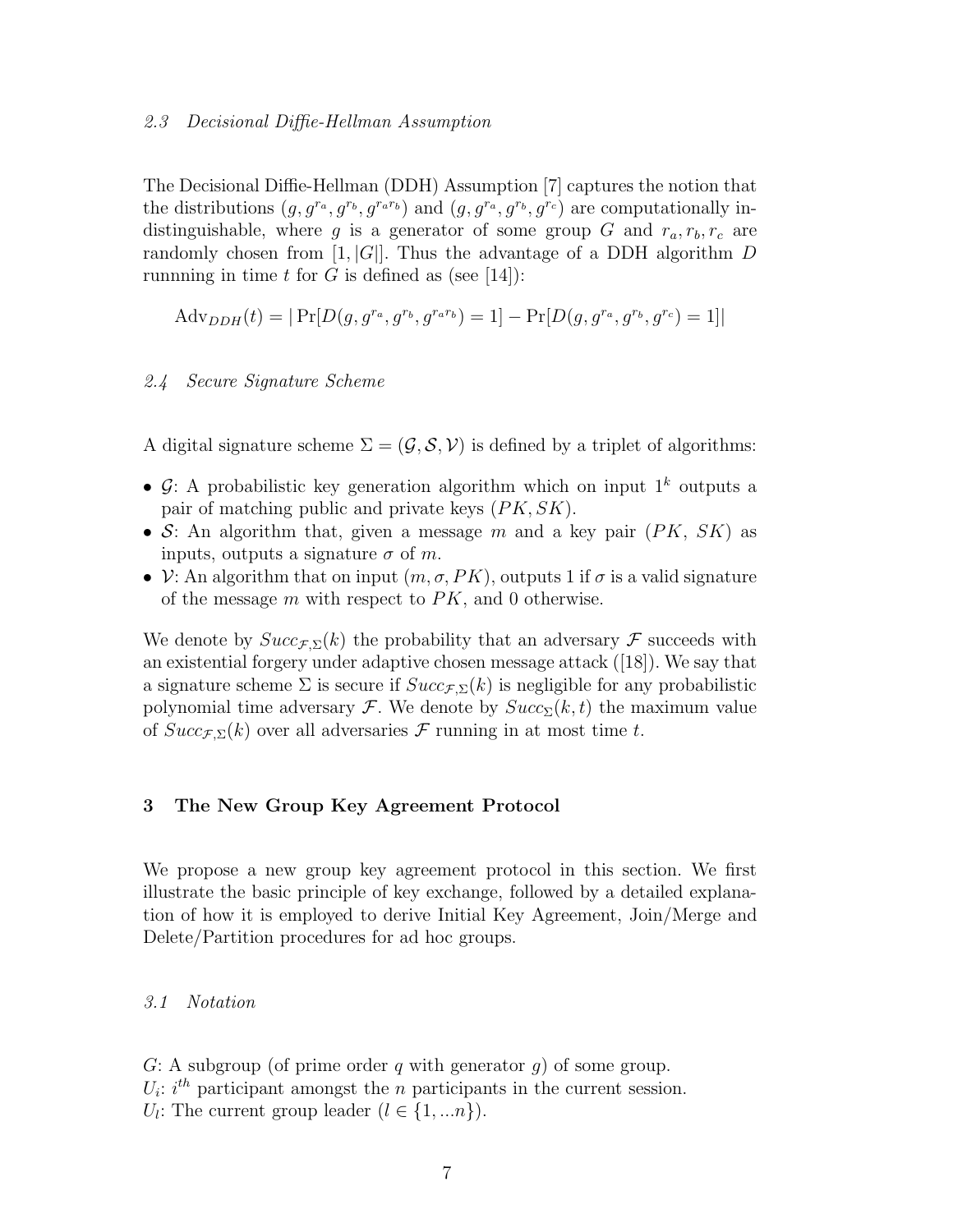### 2.3 Decisional Diffie-Hellman Assumption

The Decisional Diffie-Hellman (DDH) Assumption [7] captures the notion that the distributions $(g, g^{r_a}, g^{r_b}, g^{r_a r_b})$ and $(g, g^{r_a}, g^{r_b}, g^{r_c})$ are computationally indistinguishable, where $g$ is a generator of some group $G$ and $r_a, r_b, r_c$ are randomly chosen from $[1, |G|]$. Thus the advantage of a DDH algorithm $D$ runnning in time $t$ for $G$ is defined as (see [14]):

$$\text{Adv}_{DDH}(t) = |\Pr[D(g, g^{r_a}, g^{r_b}, g^{r_a r_b}) = 1] - \Pr[D(g, g^{r_a}, g^{r_b}, g^{r_c}) = 1]|$$

### 2.4 Secure Signature Scheme

A digital signature scheme $\Sigma = (\mathcal{G}, \mathcal{S}, \mathcal{V})$ is defined by a triplet of algorithms:

- $\mathcal{G}$: A probabilistic key generation algorithm which on input $1^k$ outputs a pair of matching public and private keys $(PK, SK)$.
- $\mathcal{S}$: An algorithm that, given a message $m$ and a key pair $(PK,\ SK)$ as inputs, outputs a signature $\sigma$ of $m$.
- $\mathcal{V}$: An algorithm that on input $(m, \sigma, PK)$, outputs 1 if $\sigma$ is a valid signature of the message $m$ with respect to $PK$, and 0 otherwise.

We denote by $Succ_{\mathcal{F},\Sigma}(k)$ the probability that an adversary $\mathcal{F}$ succeeds with an existential forgery under adaptive chosen message attack ([18]). We say that a signature scheme $\Sigma$ is secure if $Succ_{\mathcal{F},\Sigma}(k)$ is negligible for any probabilistic polynomial time adversary $\mathcal{F}$. We denote by $Succ_{\Sigma}(k, t)$ the maximum value of $Succ_{\mathcal{F},\Sigma}(k)$ over all adversaries $\mathcal{F}$ running in at most time $t$.

## 3 The New Group Key Agreement Protocol

We propose a new group key agreement protocol in this section. We first illustrate the basic principle of key exchange, followed by a detailed explanation of how it is employed to derive Initial Key Agreement, Join/Merge and Delete/Partition procedures for ad hoc groups.

### 3.1 Notation

$G$: A subgroup (of prime order $q$ with generator $g$) of some group.
$U_i$: $i^{th}$ participant amongst the $n$ participants in the current session.
$U_l$: The current group leader ($l \in \{1, ...n\}$).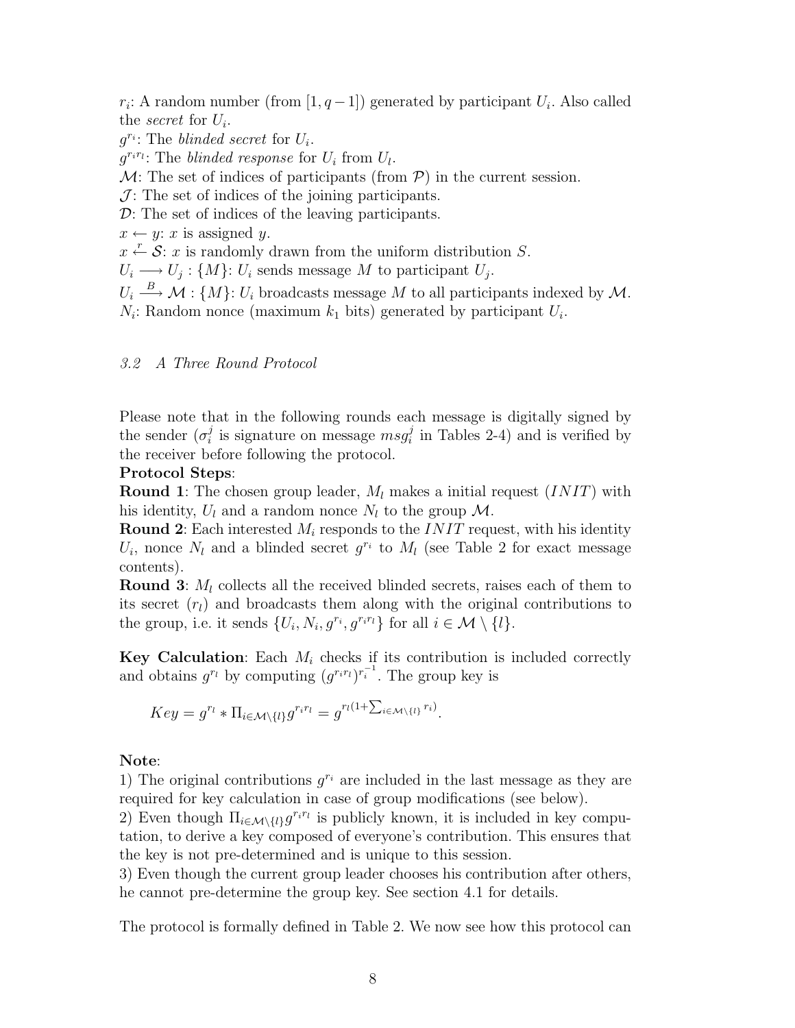$r_i$: A random number (from $[1, q-1]$) generated by participant $U_i$. Also called the *secret* for $U_i$.
$g^{r_i}$: The *blinded secret* for $U_i$.
$g^{r_i r_l}$: The *blinded response* for $U_i$ from $U_l$.
$\mathcal{M}$: The set of indices of participants (from $\mathcal{P}$) in the current session.
$\mathcal{J}$: The set of indices of the joining participants.
$\mathcal{D}$: The set of indices of the leaving participants.
$x \leftarrow y$: $x$ is assigned $y$.
$x \xleftarrow{r} \mathcal{S}$: $x$ is randomly drawn from the uniform distribution $S$.
$U_i \longrightarrow U_j : \{M\}$: $U_i$ sends message $M$ to participant $U_j$.
$U_i \xrightarrow{B} \mathcal{M} : \{M\}$: $U_i$ broadcasts message $M$ to all participants indexed by $\mathcal{M}$.
$N_i$: Random nonce (maximum $k_1$ bits) generated by participant $U_i$.

### *3.2 A Three Round Protocol*

Please note that in the following rounds each message is digitally signed by the sender ($\sigma_i^j$ is signature on message $msg_i^j$ in Tables 2-4) and is verified by the receiver before following the protocol.

**Protocol Steps**:

**Round 1**: The chosen group leader, $M_l$ makes a initial request ($INIT$) with his identity, $U_l$ and a random nonce $N_l$ to the group $\mathcal{M}$.

**Round 2**: Each interested $M_i$ responds to the $INIT$ request, with his identity $U_i$, nonce $N_l$ and a blinded secret $g^{r_i}$ to $M_l$ (see Table 2 for exact message contents).

**Round 3**: $M_l$ collects all the received blinded secrets, raises each of them to its secret ($r_l$) and broadcasts them along with the original contributions to the group, i.e. it sends $\{U_i, N_i, g^{r_i}, g^{r_i r_l}\}$ for all $i \in \mathcal{M} \setminus \{l\}$.

**Key Calculation**: Each $M_i$ checks if its contribution is included correctly and obtains $g^{r_l}$ by computing $(g^{r_i r_l})^{r_i^{-1}}$. The group key is

$$Key = g^{r_l} * \Pi_{i \in \mathcal{M} \setminus \{l\}} g^{r_i r_l} = g^{r_l (1 + \sum_{i \in \mathcal{M} \setminus \{l\}} r_i)}.$$

**Note**:

1) The original contributions $g^{r_i}$ are included in the last message as they are required for key calculation in case of group modifications (see below).

2) Even though $\Pi_{i \in \mathcal{M} \setminus \{l\}} g^{r_i r_l}$ is publicly known, it is included in key computation, to derive a key composed of everyone's contribution. This ensures that the key is not pre-determined and is unique to this session.

3) Even though the current group leader chooses his contribution after others, he cannot pre-determine the group key. See section 4.1 for details.

The protocol is formally defined in Table 2. We now see how this protocol can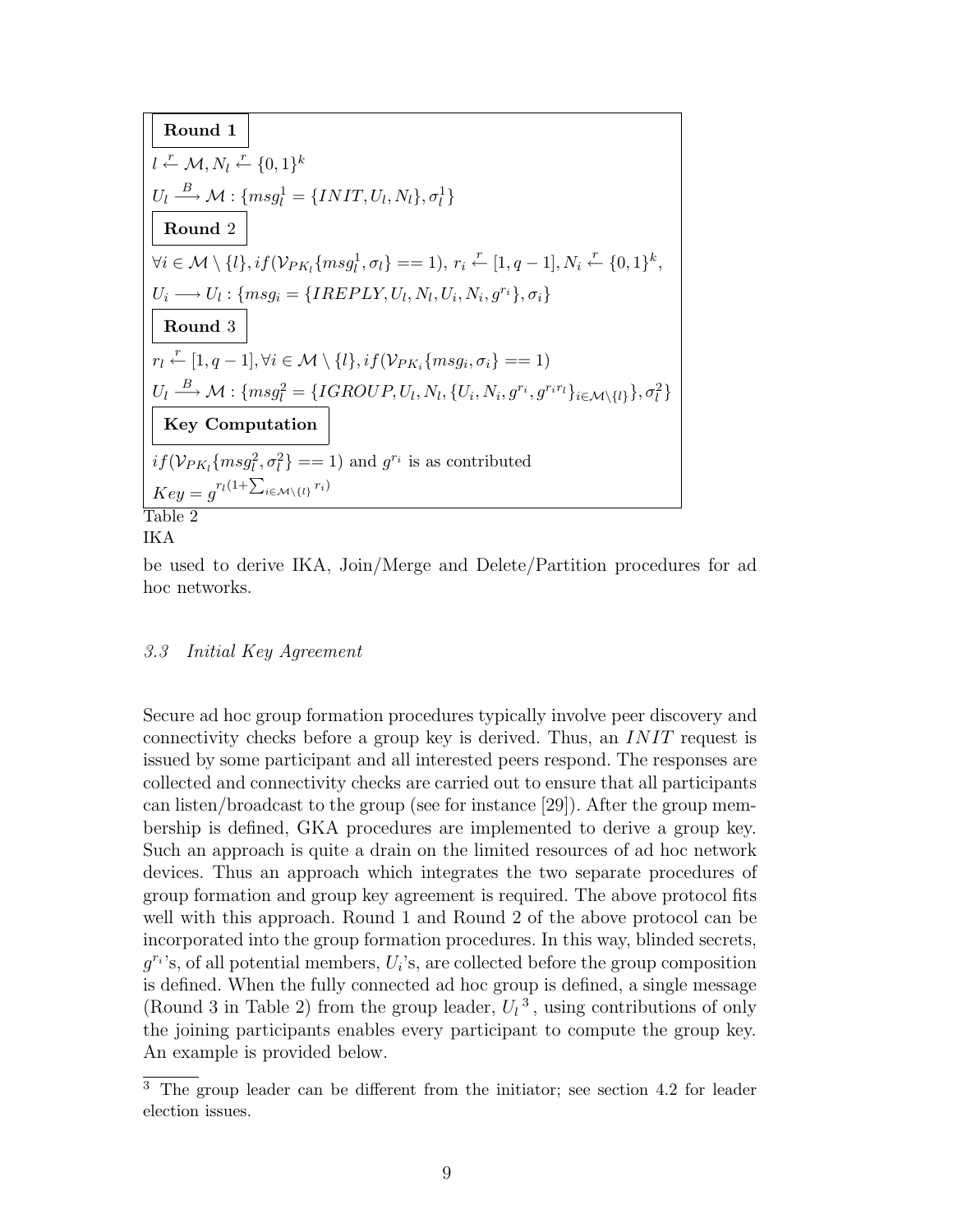**Round 1**

$l \xleftarrow{r} \mathcal{M}, N_l \xleftarrow{r} \{0,1\}^k$

$U_l \xrightarrow{B} \mathcal{M} : \{msg_l^1 = \{INIT, U_l, N_l\}, \sigma_l^1\}$

**Round 2**

$\forall i \in \mathcal{M} \setminus \{l\}, if(\mathcal{V}_{PK_l}\{msg_l^1, \sigma_l\} == 1),\ r_i \xleftarrow{r} [1, q-1], N_i \xleftarrow{r} \{0,1\}^k,$

$U_i \longrightarrow U_l : \{msg_i = \{IREPLY, U_l, N_l, U_i, N_i, g^{r_i}\}, \sigma_i\}$

**Round 3**

$r_l \xleftarrow{r} [1, q-1], \forall i \in \mathcal{M} \setminus \{l\}, if(\mathcal{V}_{PK_i}\{msg_i, \sigma_i\} == 1)$

$U_l \xrightarrow{B} \mathcal{M} : \{msg_l^2 = \{IGROUP, U_l, N_l, \{U_i, N_i, g^{r_i}, g^{r_i r_l}\}_{i \in \mathcal{M}\setminus\{l\}}\}, \sigma_l^2\}$

**Key Computation**

$if(\mathcal{V}_{PK_l}\{msg_l^2, \sigma_l^2\} == 1)$ and $g^{r_i}$ is as contributed

$Key = g^{r_l(1+\sum_{i \in \mathcal{M}\setminus\{l\}} r_i)}$

Table 2
IKA

be used to derive IKA, Join/Merge and Delete/Partition procedures for ad hoc networks.

### *3.3 Initial Key Agreement*

Secure ad hoc group formation procedures typically involve peer discovery and connectivity checks before a group key is derived. Thus, an $INIT$ request is issued by some participant and all interested peers respond. The responses are collected and connectivity checks are carried out to ensure that all participants can listen/broadcast to the group (see for instance [29]). After the group membership is defined, GKA procedures are implemented to derive a group key. Such an approach is quite a drain on the limited resources of ad hoc network devices. Thus an approach which integrates the two separate procedures of group formation and group key agreement is required. The above protocol fits well with this approach. Round 1 and Round 2 of the above protocol can be incorporated into the group formation procedures. In this way, blinded secrets, $g^{r_i}$'s, of all potential members, $U_i$'s, are collected before the group composition is defined. When the fully connected ad hoc group is defined, a single message (Round 3 in Table 2) from the group leader, $U_l$ [3], using contributions of only the joining participants enables every participant to compute the group key. An example is provided below.

[3] The group leader can be different from the initiator; see section 4.2 for leader election issues.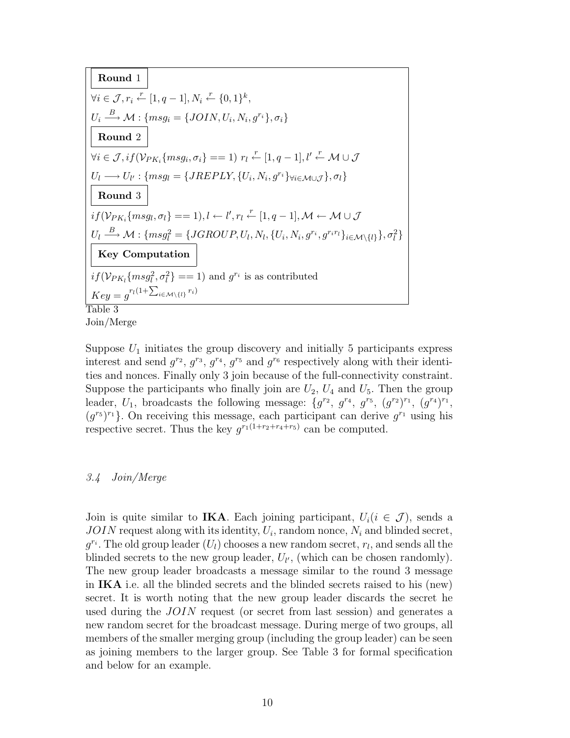**Round 1**

$\forall i \in \mathcal{J}, r_i \xleftarrow{r} [1, q-1], N_i \xleftarrow{r} \{0,1\}^k,$

$U_i \xrightarrow{B} \mathcal{M} : \{msg_i = \{JOIN, U_i, N_i, g^{r_i}\}, \sigma_i\}$

**Round 2**

$\forall i \in \mathcal{J}, if(\mathcal{V}_{PK_i}\{msg_i, \sigma_i\} == 1) \; r_l \xleftarrow{r} [1, q-1], l' \xleftarrow{r} \mathcal{M} \cup \mathcal{J}$

$U_l \longrightarrow U_{l'} : \{msg_l = \{JREPLY, \{U_i, N_i, g^{r_i}\}_{\forall i \in \mathcal{M} \cup \mathcal{J}}\}, \sigma_l\}$

**Round 3**

$if(\mathcal{V}_{PK_i}\{msg_l, \sigma_l\} == 1), l \leftarrow l', r_l \xleftarrow{r} [1, q-1], \mathcal{M} \leftarrow \mathcal{M} \cup \mathcal{J}$

$U_l \xrightarrow{B} \mathcal{M} : \{msg_l^2 = \{JGROUP, U_l, N_l, \{U_i, N_i, g^{r_i}, g^{r_i r_l}\}_{i \in \mathcal{M} \setminus \{l\}}\}, \sigma_l^2\}$

**Key Computation**

$if(\mathcal{V}_{PK_l}\{msg_l^2, \sigma_l^2\} == 1)$ and $g^{r_i}$ is as contributed

$Key = g^{r_l(1 + \sum_{i \in \mathcal{M} \setminus \{l\}} r_i)}$

Table 3
Join/Merge

Suppose $U_1$ initiates the group discovery and initially 5 participants express interest and send $g^{r_2}$, $g^{r_3}$, $g^{r_4}$, $g^{r_5}$ and $g^{r_6}$ respectively along with their identities and nonces. Finally only 3 join because of the full-connectivity constraint. Suppose the participants who finally join are $U_2$, $U_4$ and $U_5$. Then the group leader, $U_1$, broadcasts the following message: $\{g^{r_2}, g^{r_4}, g^{r_5}, (g^{r_2})^{r_1}, (g^{r_4})^{r_1}, (g^{r_5})^{r_1}\}$. On receiving this message, each participant can derive $g^{r_1}$ using his respective secret. Thus the key $g^{r_1(1+r_2+r_4+r_5)}$ can be computed.

### 3.4 Join/Merge

Join is quite similar to **IKA**. Each joining participant, $U_i (i \in \mathcal{J})$, sends a *JOIN* request along with its identity, $U_i$, random nonce, $N_i$ and blinded secret, $g^{r_i}$. The old group leader ($U_l$) chooses a new random secret, $r_l$, and sends all the blinded secrets to the new group leader, $U_{l'}$, (which can be chosen randomly). The new group leader broadcasts a message similar to the round 3 message in **IKA** i.e. all the blinded secrets and the blinded secrets raised to his (new) secret. It is worth noting that the new group leader discards the secret he used during the *JOIN* request (or secret from last session) and generates a new random secret for the broadcast message. During merge of two groups, all members of the smaller merging group (including the group leader) can be seen as joining members to the larger group. See Table 3 for formal specification and below for an example.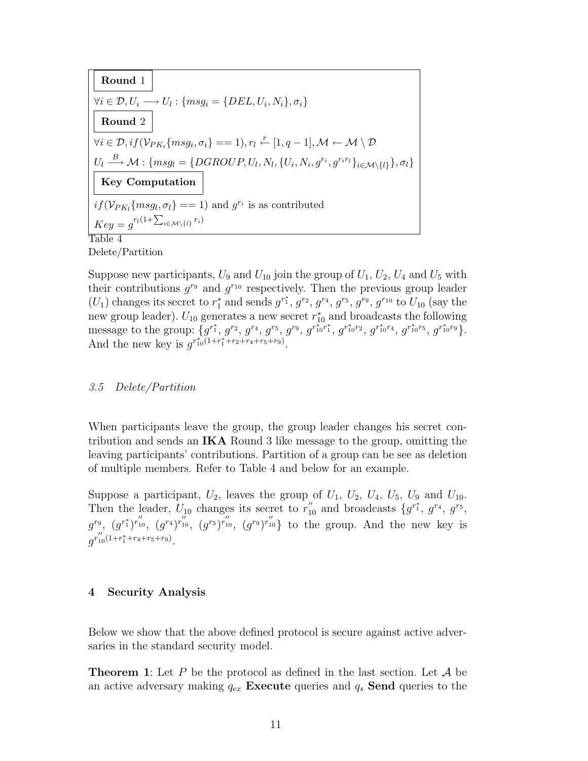| **Round 1** |
|---|
| $\forall i \in \mathcal{D}, U_i \longrightarrow U_l : \{msg_i = \{DEL, U_i, N_i\}, \sigma_i\}$ |
| **Round 2** |
| $\forall i \in \mathcal{D}, if(\mathcal{V}_{PK_i}\{msg_i, \sigma_i\} == 1), r_l \xleftarrow{r} [1, q-1], \mathcal{M} \leftarrow \mathcal{M} \setminus \mathcal{D}$ |
| $U_l \xrightarrow{B} \mathcal{M} : \{msg_l = \{DGROUP, U_l, N_l, \{U_i, N_i, g^{r_i}, g^{r_i r_l}\}_{i \in \mathcal{M}\setminus\{l\}}\}, \sigma_l\}$ |
| **Key Computation** |
| $if(\mathcal{V}_{PK_l}\{msg_l, \sigma_l\} == 1)$ and $g^{r_i}$ is as contributed |
| $Key = g^{r_l(1+\sum_{i\in\mathcal{M}\setminus\{l\}} r_i)}$ |

Table 4
Delete/Partition

Suppose new participants, $U_9$ and $U_{10}$ join the group of $U_1$, $U_2$, $U_4$ and $U_5$ with their contributions $g^{r_9}$ and $g^{r_{10}}$ respectively. Then the previous group leader ($U_1$) changes its secret to $r_1^*$ and sends $g^{r_1^*}$, $g^{r_2}$, $g^{r_4}$, $g^{r_5}$, $g^{r_9}$, $g^{r_{10}}$ to $U_{10}$ (say the new group leader). $U_{10}$ generates a new secret $r_{10}^*$ and broadcasts the following message to the group: $\{g^{r_1^*}$, $g^{r_2}$, $g^{r_4}$, $g^{r_5}$, $g^{r_9}$, $g^{r_{10}^* r_1^*}$, $g^{r_{10}^* r_2}$, $g^{r_{10}^* r_4}$, $g^{r_{10}^* r_5}$, $g^{r_{10}^* r_9}\}$. And the new key is $g^{r_{10}^*(1+r_1^*+r_2+r_4+r_5+r_9)}$.

### *3.5 Delete/Partition*

When participants leave the group, the group leader changes his secret contribution and sends an **IKA** Round 3 like message to the group, omitting the leaving participants' contributions. Partition of a group can be see as deletion of multiple members. Refer to Table 4 and below for an example.

Suppose a participant, $U_2$, leaves the group of $U_1$, $U_2$, $U_4$, $U_5$, $U_9$ and $U_{10}$. Then the leader, $U_{10}$ changes its secret to $r_{10}''$ and broadcasts $\{g^{r_1^*}$, $g^{r_4}$, $g^{r_5}$, $g^{r_9}$, $(g^{r_1^*})^{r_{10}''}$, $(g^{r_4})^{r_{10}''}$, $(g^{r_5})^{r_{10}''}$, $(g^{r_9})^{r_{10}''}\}$ to the group. And the new key is $g^{r_{10}''(1+r_1^*+r_4+r_5+r_9)}$.

## 4 Security Analysis

Below we show that the above defined protocol is secure against active adversaries in the standard security model.

**Theorem 1**: Let $P$ be the protocol as defined in the last section. Let $\mathcal{A}$ be an active adversary making $q_{ex}$ **Execute** queries and $q_s$ **Send** queries to the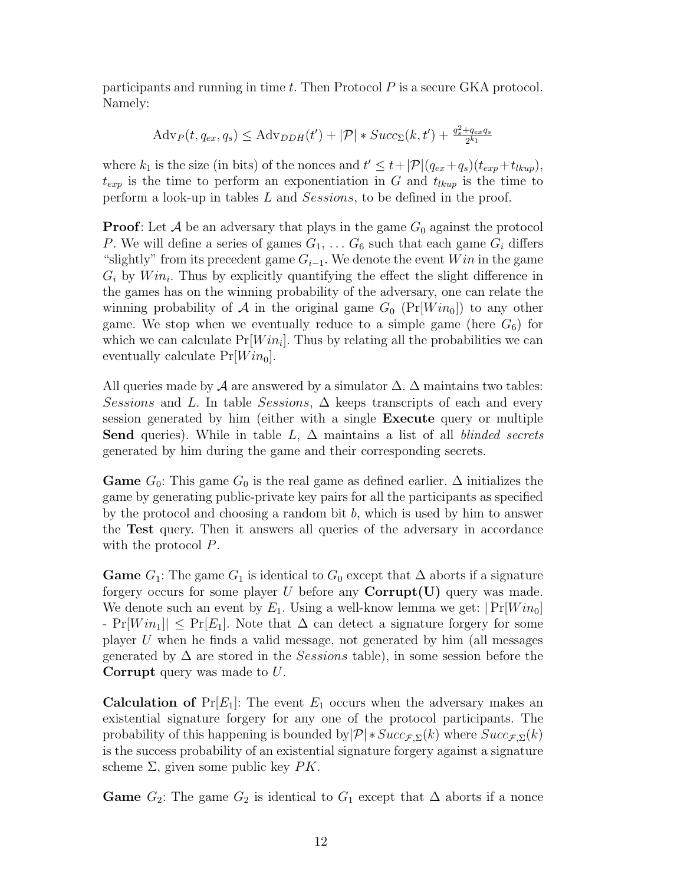participants and running in time $t$. Then Protocol $P$ is a secure GKA protocol. Namely:

$$\text{Adv}_P(t, q_{ex}, q_s) \leq \text{Adv}_{DDH}(t') + |\mathcal{P}| * Succ_{\Sigma}(k, t') + \frac{q_s^2 + q_{ex} q_s}{2^{k_1}}$$

where $k_1$ is the size (in bits) of the nonces and $t' \leq t + |\mathcal{P}|(q_{ex} + q_s)(t_{exp} + t_{lkup})$, $t_{exp}$ is the time to perform an exponentiation in $G$ and $t_{lkup}$ is the time to perform a look-up in tables $L$ and *Sessions*, to be defined in the proof.

**Proof**: Let $\mathcal{A}$ be an adversary that plays in the game $G_0$ against the protocol $P$. We will define a series of games $G_1, \ldots G_6$ such that each game $G_i$ differs "slightly" from its precedent game $G_{i-1}$. We denote the event $Win$ in the game $G_i$ by $Win_i$. Thus by explicitly quantifying the effect the slight difference in the games has on the winning probability of the adversary, one can relate the winning probability of $\mathcal{A}$ in the original game $G_0$ ($\Pr[Win_0]$) to any other game. We stop when we eventually reduce to a simple game (here $G_6$) for which we can calculate $\Pr[Win_i]$. Thus by relating all the probabilities we can eventually calculate $\Pr[Win_0]$.

All queries made by $\mathcal{A}$ are answered by a simulator $\Delta$. $\Delta$ maintains two tables: *Sessions* and $L$. In table *Sessions*, $\Delta$ keeps transcripts of each and every session generated by him (either with a single **Execute** query or multiple **Send** queries). While in table $L$, $\Delta$ maintains a list of all *blinded secrets* generated by him during the game and their corresponding secrets.

**Game** $G_0$: This game $G_0$ is the real game as defined earlier. $\Delta$ initializes the game by generating public-private key pairs for all the participants as specified by the protocol and choosing a random bit $b$, which is used by him to answer the **Test** query. Then it answers all queries of the adversary in accordance with the protocol $P$.

**Game** $G_1$: The game $G_1$ is identical to $G_0$ except that $\Delta$ aborts if a signature forgery occurs for some player $U$ before any **Corrupt(U)** query was made. We denote such an event by $E_1$. Using a well-know lemma we get: $|\Pr[Win_0] - \Pr[Win_1]| \leq \Pr[E_1]$. Note that $\Delta$ can detect a signature forgery for some player $U$ when he finds a valid message, not generated by him (all messages generated by $\Delta$ are stored in the *Sessions* table), in some session before the **Corrupt** query was made to $U$.

**Calculation of** $\Pr[E_1]$: The event $E_1$ occurs when the adversary makes an existential signature forgery for any one of the protocol participants. The probability of this happening is bounded by$|\mathcal{P}| * Succ_{\mathcal{F},\Sigma}(k)$ where $Succ_{\mathcal{F},\Sigma}(k)$ is the success probability of an existential signature forgery against a signature scheme $\Sigma$, given some public key $PK$.

**Game** $G_2$: The game $G_2$ is identical to $G_1$ except that $\Delta$ aborts if a nonce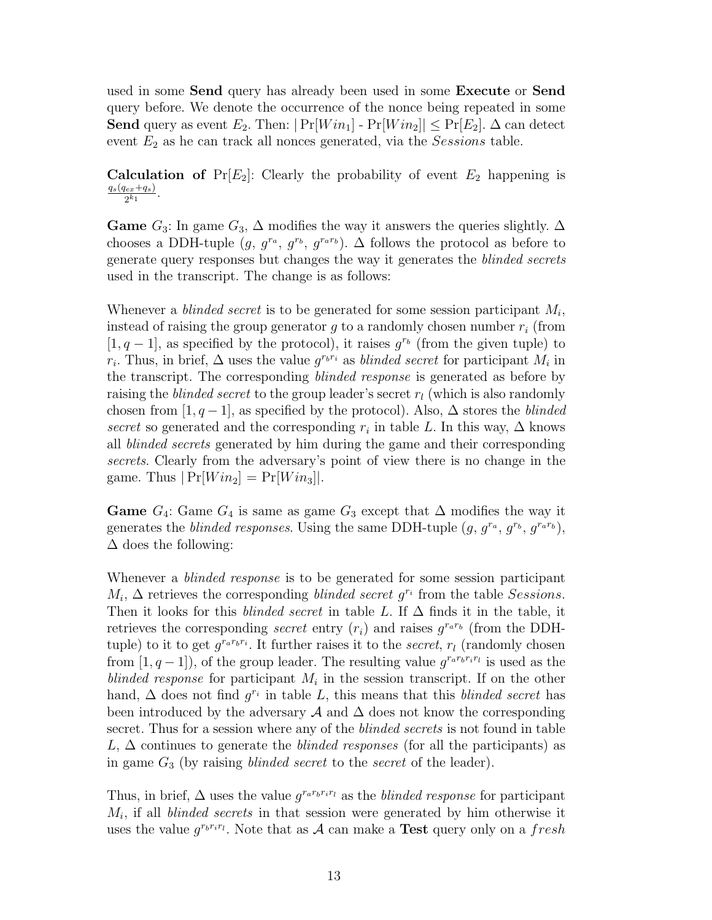used in some **Send** query has already been used in some **Execute** or **Send** query before. We denote the occurrence of the nonce being repeated in some **Send** query as event $E_2$. Then: $|\Pr[Win_1] - \Pr[Win_2]| \leq \Pr[E_2]$. $\Delta$ can detect event $E_2$ as he can track all nonces generated, via the *Sessions* table.

**Calculation of** $\Pr[E_2]$: Clearly the probability of event $E_2$ happening is $\frac{q_s(q_{ex}+q_s)}{2^{k_1}}$.

**Game** $G_3$: In game $G_3$, $\Delta$ modifies the way it answers the queries slightly. $\Delta$ chooses a DDH-tuple ($g$, $g^{r_a}$, $g^{r_b}$, $g^{r_a r_b}$). $\Delta$ follows the protocol as before to generate query responses but changes the way it generates the *blinded secrets* used in the transcript. The change is as follows:

Whenever a *blinded secret* is to be generated for some session participant $M_i$, instead of raising the group generator $g$ to a randomly chosen number $r_i$ (from $[1, q-1]$, as specified by the protocol), it raises $g^{r_b}$ (from the given tuple) to $r_i$. Thus, in brief, $\Delta$ uses the value $g^{r_b r_i}$ as *blinded secret* for participant $M_i$ in the transcript. The corresponding *blinded response* is generated as before by raising the *blinded secret* to the group leader's secret $r_l$ (which is also randomly chosen from $[1, q-1]$, as specified by the protocol). Also, $\Delta$ stores the *blinded secret* so generated and the corresponding $r_i$ in table $L$. In this way, $\Delta$ knows all *blinded secrets* generated by him during the game and their corresponding *secrets*. Clearly from the adversary's point of view there is no change in the game. Thus $|\Pr[Win_2] = \Pr[Win_3]|$.

**Game** $G_4$: Game $G_4$ is same as game $G_3$ except that $\Delta$ modifies the way it generates the *blinded responses*. Using the same DDH-tuple ($g$, $g^{r_a}$, $g^{r_b}$, $g^{r_a r_b}$), $\Delta$ does the following:

Whenever a *blinded response* is to be generated for some session participant $M_i$, $\Delta$ retrieves the corresponding *blinded secret* $g^{r_i}$ from the table *Sessions*. Then it looks for this *blinded secret* in table $L$. If $\Delta$ finds it in the table, it retrieves the corresponding *secret* entry ($r_i$) and raises $g^{r_a r_b}$ (from the DDH-tuple) to it to get $g^{r_a r_b r_i}$. It further raises it to the *secret*, $r_l$ (randomly chosen from $[1, q-1]$), of the group leader. The resulting value $g^{r_a r_b r_i r_l}$ is used as the *blinded response* for participant $M_i$ in the session transcript. If on the other hand, $\Delta$ does not find $g^{r_i}$ in table $L$, this means that this *blinded secret* has been introduced by the adversary $\mathcal{A}$ and $\Delta$ does not know the corresponding secret. Thus for a session where any of the *blinded secrets* is not found in table $L$, $\Delta$ continues to generate the *blinded responses* (for all the participants) as in game $G_3$ (by raising *blinded secret* to the *secret* of the leader).

Thus, in brief, $\Delta$ uses the value $g^{r_a r_b r_i r_l}$ as the *blinded response* for participant $M_i$, if all *blinded secrets* in that session were generated by him otherwise it uses the value $g^{r_b r_i r_l}$. Note that as $\mathcal{A}$ can make a **Test** query only on a $fresh$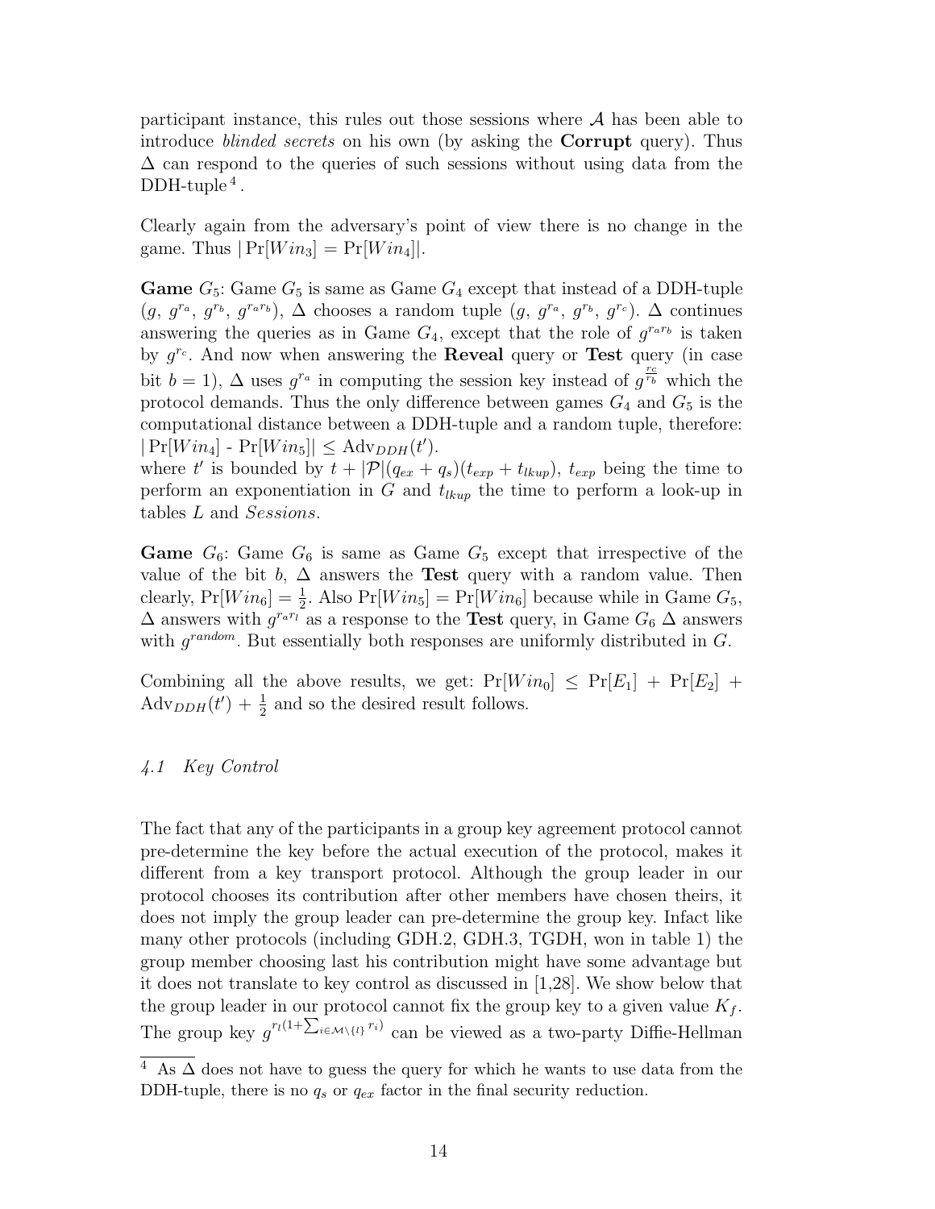participant instance, this rules out those sessions where $\mathcal{A}$ has been able to introduce *blinded secrets* on his own (by asking the **Corrupt** query). Thus $\Delta$ can respond to the queries of such sessions without using data from the DDH-tuple [4].

Clearly again from the adversary's point of view there is no change in the game. Thus $|\Pr[Win_3] = \Pr[Win_4]|$.

**Game** $G_5$: Game $G_5$ is same as Game $G_4$ except that instead of a DDH-tuple $(g,\ g^{r_a},\ g^{r_b},\ g^{r_a r_b})$, $\Delta$ chooses a random tuple $(g,\ g^{r_a},\ g^{r_b},\ g^{r_c})$. $\Delta$ continues answering the queries as in Game $G_4$, except that the role of $g^{r_a r_b}$ is taken by $g^{r_c}$. And now when answering the **Reveal** query or **Test** query (in case bit $b = 1$), $\Delta$ uses $g^{r_a}$ in computing the session key instead of $g^{\frac{r_c}{r_b}}$ which the protocol demands. Thus the only difference between games $G_4$ and $G_5$ is the computational distance between a DDH-tuple and a random tuple, therefore: $|\Pr[Win_4]$ - $\Pr[Win_5]| \leq \mathrm{Adv}_{DDH}(t')$.
where $t'$ is bounded by $t + |\mathcal{P}|(q_{ex} + q_s)(t_{exp} + t_{lkup})$, $t_{exp}$ being the time to perform an exponentiation in $G$ and $t_{lkup}$ the time to perform a look-up in tables $L$ and *Sessions*.

**Game** $G_6$: Game $G_6$ is same as Game $G_5$ except that irrespective of the value of the bit $b$, $\Delta$ answers the **Test** query with a random value. Then clearly, $\Pr[Win_6] = \frac{1}{2}$. Also $\Pr[Win_5] = \Pr[Win_6]$ because while in Game $G_5$, $\Delta$ answers with $g^{r_a r_l}$ as a response to the **Test** query, in Game $G_6$ $\Delta$ answers with $g^{random}$. But essentially both responses are uniformly distributed in $G$.

Combining all the above results, we get: $\Pr[Win_0] \leq \Pr[E_1] + \Pr[E_2] + \mathrm{Adv}_{DDH}(t') + \frac{1}{2}$ and so the desired result follows.

### *4.1 Key Control*

The fact that any of the participants in a group key agreement protocol cannot pre-determine the key before the actual execution of the protocol, makes it different from a key transport protocol. Although the group leader in our protocol chooses its contribution after other members have chosen theirs, it does not imply the group leader can pre-determine the group key. Infact like many other protocols (including GDH.2, GDH.3, TGDH, won in table 1) the group member choosing last his contribution might have some advantage but it does not translate to key control as discussed in [1,28]. We show below that the group leader in our protocol cannot fix the group key to a given value $K_f$. The group key $g^{r_l(1+\sum_{i\in\mathcal{M}\setminus\{l\}} r_i)}$ can be viewed as a two-party Diffie-Hellman

[4] As $\Delta$ does not have to guess the query for which he wants to use data from the DDH-tuple, there is no $q_s$ or $q_{ex}$ factor in the final security reduction.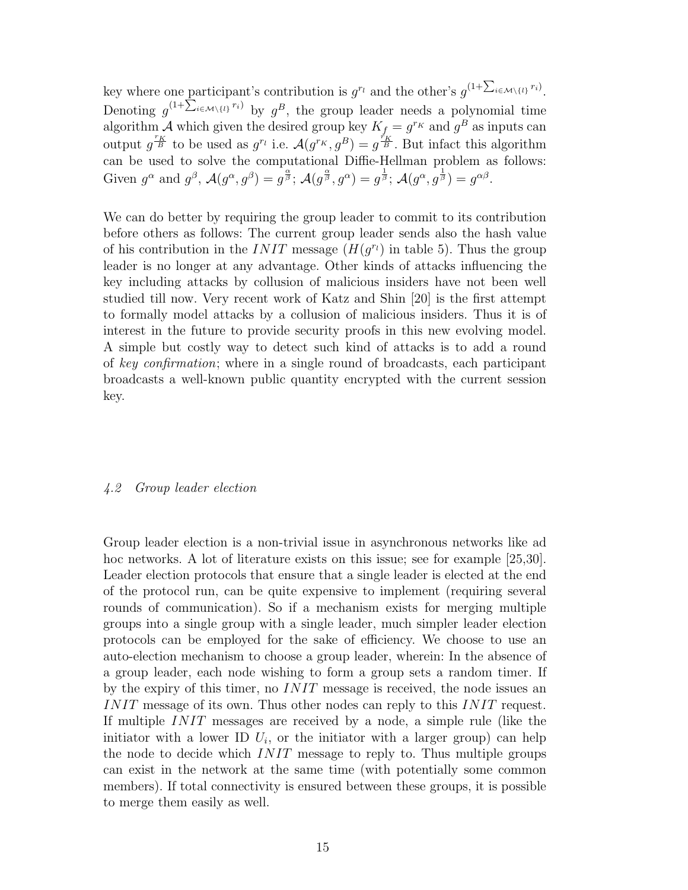key where one participant's contribution is $g^{r_l}$ and the other's $g^{(1+\sum_{i\in\mathcal{M}\setminus\{l\}} r_i)}$. Denoting $g^{(1+\sum_{i\in\mathcal{M}\setminus\{l\}} r_i)}$ by $g^B$, the group leader needs a polynomial time algorithm $\mathcal{A}$ which given the desired group key $K_f = g^{r_K}$ and $g^B$ as inputs can output $g^{\frac{r_K}{B}}$ to be used as $g^{r_l}$ i.e. $\mathcal{A}(g^{r_K}, g^B) = g^{\frac{r_K}{B}}$. But infact this algorithm can be used to solve the computational Diffie-Hellman problem as follows: Given $g^\alpha$ and $g^\beta$, $\mathcal{A}(g^\alpha, g^\beta) = g^{\frac{\alpha}{\beta}}$; $\mathcal{A}(g^{\frac{\alpha}{\beta}}, g^\alpha) = g^{\frac{1}{\beta}}$; $\mathcal{A}(g^\alpha, g^{\frac{1}{\beta}}) = g^{\alpha\beta}$.

We can do better by requiring the group leader to commit to its contribution before others as follows: The current group leader sends also the hash value of his contribution in the $INIT$ message ($H(g^{r_l})$ in table 5). Thus the group leader is no longer at any advantage. Other kinds of attacks influencing the key including attacks by collusion of malicious insiders have not been well studied till now. Very recent work of Katz and Shin [20] is the first attempt to formally model attacks by a collusion of malicious insiders. Thus it is of interest in the future to provide security proofs in this new evolving model. A simple but costly way to detect such kind of attacks is to add a round of *key confirmation*; where in a single round of broadcasts, each participant broadcasts a well-known public quantity encrypted with the current session key.

### *4.2 Group leader election*

Group leader election is a non-trivial issue in asynchronous networks like ad hoc networks. A lot of literature exists on this issue; see for example [25,30]. Leader election protocols that ensure that a single leader is elected at the end of the protocol run, can be quite expensive to implement (requiring several rounds of communication). So if a mechanism exists for merging multiple groups into a single group with a single leader, much simpler leader election protocols can be employed for the sake of efficiency. We choose to use an auto-election mechanism to choose a group leader, wherein: In the absence of a group leader, each node wishing to form a group sets a random timer. If by the expiry of this timer, no $INIT$ message is received, the node issues an $INIT$ message of its own. Thus other nodes can reply to this $INIT$ request. If multiple $INIT$ messages are received by a node, a simple rule (like the initiator with a lower ID $U_i$, or the initiator with a larger group) can help the node to decide which $INIT$ message to reply to. Thus multiple groups can exist in the network at the same time (with potentially some common members). If total connectivity is ensured between these groups, it is possible to merge them easily as well.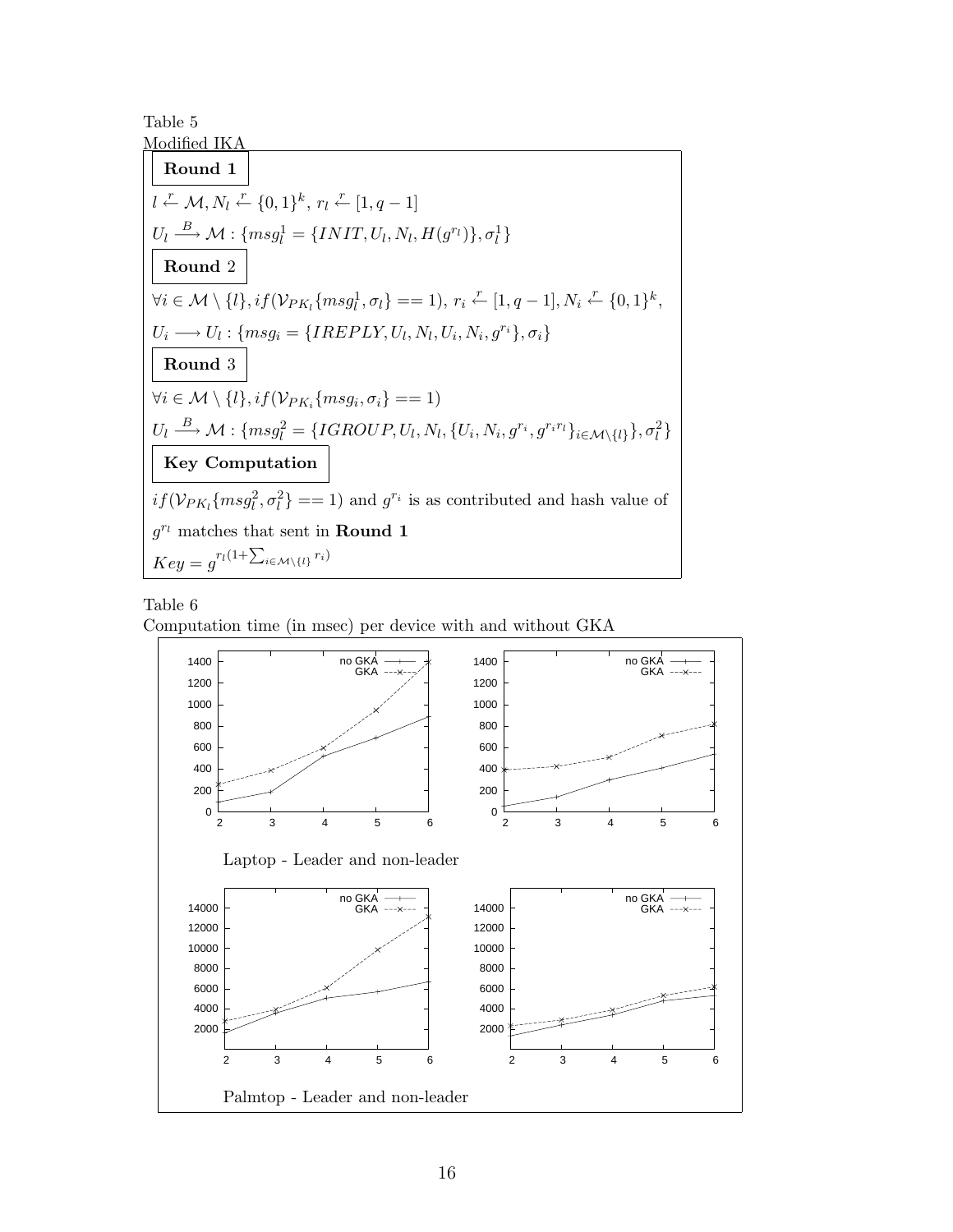Table 5
Modified IKA

**Round 1**

$l \xleftarrow{r} \mathcal{M}, N_l \xleftarrow{r} \{0,1\}^k,\ r_l \xleftarrow{r} [1, q-1]$

$U_l \xrightarrow{B} \mathcal{M} : \{msg_l^1 = \{INIT, U_l, N_l, H(g^{r_l})\}, \sigma_l^1\}$

**Round 2**

$\forall i \in \mathcal{M} \setminus \{l\}, if(\mathcal{V}_{PK_l}\{msg_l^1, \sigma_l\} == 1),\ r_i \xleftarrow{r} [1, q-1], N_i \xleftarrow{r} \{0,1\}^k,$

$U_i \longrightarrow U_l : \{msg_i = \{IREPLY, U_l, N_l, U_i, N_i, g^{r_i}\}, \sigma_i\}$

**Round 3**

$\forall i \in \mathcal{M} \setminus \{l\}, if(\mathcal{V}_{PK_i}\{msg_i, \sigma_i\} == 1)$

$U_l \xrightarrow{B} \mathcal{M} : \{msg_l^2 = \{IGROUP, U_l, N_l, \{U_i, N_i, g^{r_i}, g^{r_i r_l}\}_{i \in \mathcal{M}\setminus\{l\}}\}, \sigma_l^2\}$

**Key Computation**

$if(\mathcal{V}_{PK_l}\{msg_l^2, \sigma_l^2\} == 1)$ and $g^{r_i}$ is as contributed and hash value of $g^{r_l}$ matches that sent in **Round 1**

$Key = g^{r_l(1+\sum_{i\in\mathcal{M}\setminus\{l\}} r_i)}$

Table 6
Computation time (in msec) per device with and without GKA

Laptop - Leader and non-leader

Palmtop - Leader and non-leader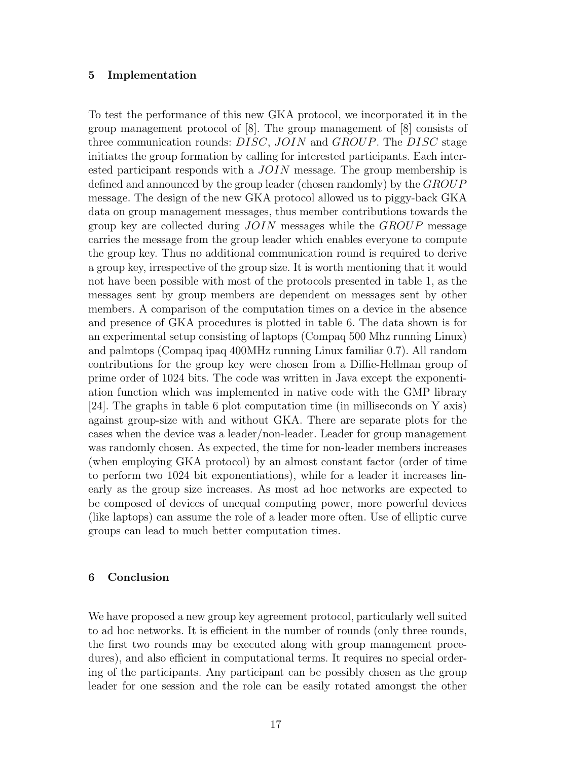## 5 Implementation

To test the performance of this new GKA protocol, we incorporated it in the group management protocol of [8]. The group management of [8] consists of three communication rounds: $DISC$, $JOIN$ and $GROUP$. The $DISC$ stage initiates the group formation by calling for interested participants. Each interested participant responds with a $JOIN$ message. The group membership is defined and announced by the group leader (chosen randomly) by the $GROUP$ message. The design of the new GKA protocol allowed us to piggy-back GKA data on group management messages, thus member contributions towards the group key are collected during $JOIN$ messages while the $GROUP$ message carries the message from the group leader which enables everyone to compute the group key. Thus no additional communication round is required to derive a group key, irrespective of the group size. It is worth mentioning that it would not have been possible with most of the protocols presented in table 1, as the messages sent by group members are dependent on messages sent by other members. A comparison of the computation times on a device in the absence and presence of GKA procedures is plotted in table 6. The data shown is for an experimental setup consisting of laptops (Compaq 500 Mhz running Linux) and palmtops (Compaq ipaq 400MHz running Linux familiar 0.7). All random contributions for the group key were chosen from a Diffie-Hellman group of prime order of 1024 bits. The code was written in Java except the exponentiation function which was implemented in native code with the GMP library [24]. The graphs in table 6 plot computation time (in milliseconds on Y axis) against group-size with and without GKA. There are separate plots for the cases when the device was a leader/non-leader. Leader for group management was randomly chosen. As expected, the time for non-leader members increases (when employing GKA protocol) by an almost constant factor (order of time to perform two 1024 bit exponentiations), while for a leader it increases linearly as the group size increases. As most ad hoc networks are expected to be composed of devices of unequal computing power, more powerful devices (like laptops) can assume the role of a leader more often. Use of elliptic curve groups can lead to much better computation times.

## 6 Conclusion

We have proposed a new group key agreement protocol, particularly well suited to ad hoc networks. It is efficient in the number of rounds (only three rounds, the first two rounds may be executed along with group management procedures), and also efficient in computational terms. It requires no special ordering of the participants. Any participant can be possibly chosen as the group leader for one session and the role can be easily rotated amongst the other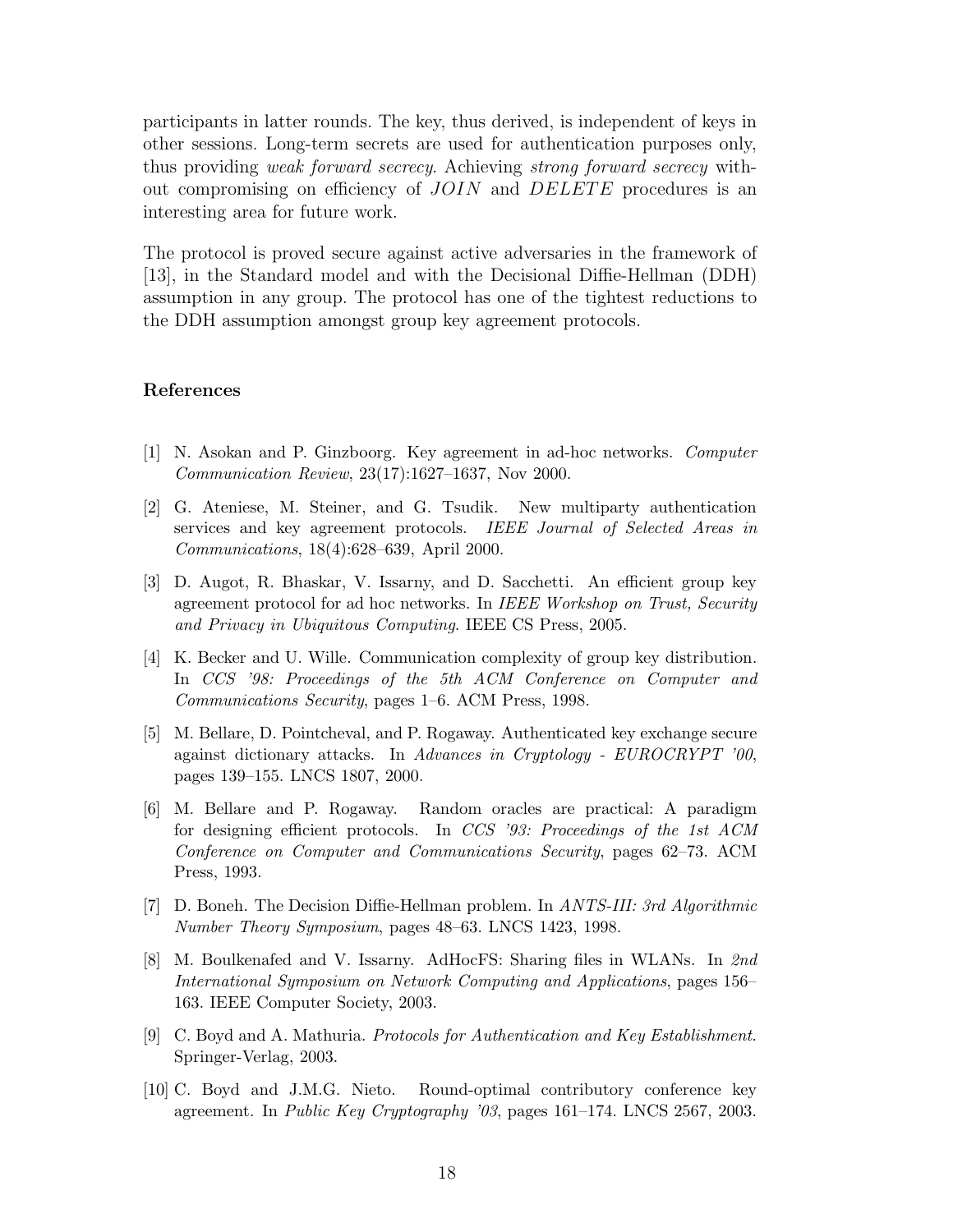participants in latter rounds. The key, thus derived, is independent of keys in other sessions. Long-term secrets are used for authentication purposes only, thus providing *weak forward secrecy*. Achieving *strong forward secrecy* without compromising on efficiency of $JOIN$ and $DELETE$ procedures is an interesting area for future work.

The protocol is proved secure against active adversaries in the framework of [13], in the Standard model and with the Decisional Diffie-Hellman (DDH) assumption in any group. The protocol has one of the tightest reductions to the DDH assumption amongst group key agreement protocols.

## References

[1] N. Asokan and P. Ginzboorg. Key agreement in ad-hoc networks. *Computer Communication Review*, 23(17):1627–1637, Nov 2000.

[2] G. Ateniese, M. Steiner, and G. Tsudik. New multiparty authentication services and key agreement protocols. *IEEE Journal of Selected Areas in Communications*, 18(4):628–639, April 2000.

[3] D. Augot, R. Bhaskar, V. Issarny, and D. Sacchetti. An efficient group key agreement protocol for ad hoc networks. In *IEEE Workshop on Trust, Security and Privacy in Ubiquitous Computing*. IEEE CS Press, 2005.

[4] K. Becker and U. Wille. Communication complexity of group key distribution. In *CCS '98: Proceedings of the 5th ACM Conference on Computer and Communications Security*, pages 1–6. ACM Press, 1998.

[5] M. Bellare, D. Pointcheval, and P. Rogaway. Authenticated key exchange secure against dictionary attacks. In *Advances in Cryptology - EUROCRYPT '00*, pages 139–155. LNCS 1807, 2000.

[6] M. Bellare and P. Rogaway. Random oracles are practical: A paradigm for designing efficient protocols. In *CCS '93: Proceedings of the 1st ACM Conference on Computer and Communications Security*, pages 62–73. ACM Press, 1993.

[7] D. Boneh. The Decision Diffie-Hellman problem. In *ANTS-III: 3rd Algorithmic Number Theory Symposium*, pages 48–63. LNCS 1423, 1998.

[8] M. Boulkenafed and V. Issarny. AdHocFS: Sharing files in WLANs. In *2nd International Symposium on Network Computing and Applications*, pages 156–163. IEEE Computer Society, 2003.

[9] C. Boyd and A. Mathuria. *Protocols for Authentication and Key Establishment*. Springer-Verlag, 2003.

[10] C. Boyd and J.M.G. Nieto. Round-optimal contributory conference key agreement. In *Public Key Cryptography '03*, pages 161–174. LNCS 2567, 2003.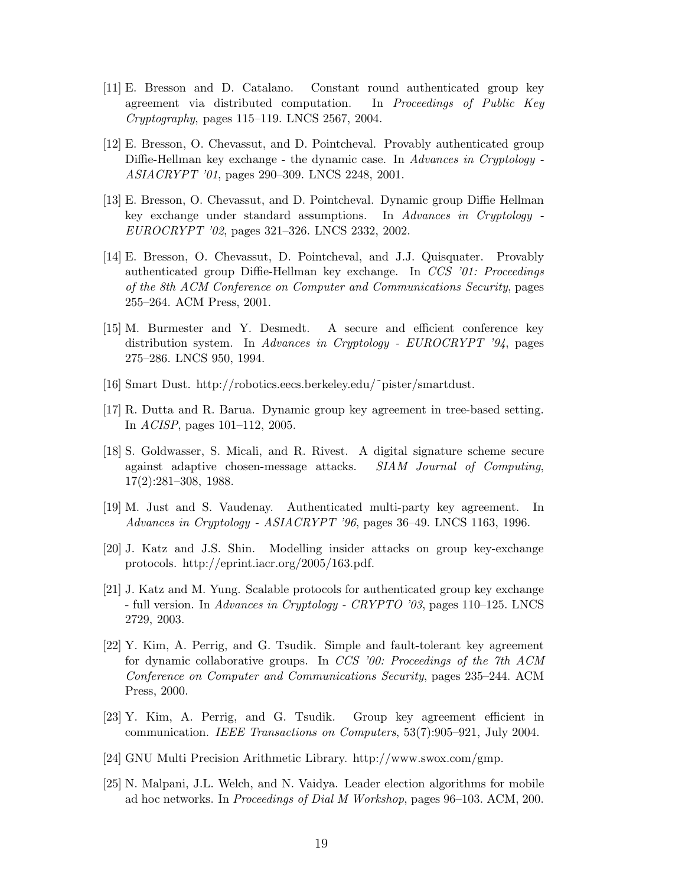[11] E. Bresson and D. Catalano. Constant round authenticated group key agreement via distributed computation. In *Proceedings of Public Key Cryptography*, pages 115–119. LNCS 2567, 2004.

[12] E. Bresson, O. Chevassut, and D. Pointcheval. Provably authenticated group Diffie-Hellman key exchange - the dynamic case. In *Advances in Cryptology - ASIACRYPT '01*, pages 290–309. LNCS 2248, 2001.

[13] E. Bresson, O. Chevassut, and D. Pointcheval. Dynamic group Diffie Hellman key exchange under standard assumptions. In *Advances in Cryptology - EUROCRYPT '02*, pages 321–326. LNCS 2332, 2002.

[14] E. Bresson, O. Chevassut, D. Pointcheval, and J.J. Quisquater. Provably authenticated group Diffie-Hellman key exchange. In *CCS '01: Proceedings of the 8th ACM Conference on Computer and Communications Security*, pages 255–264. ACM Press, 2001.

[15] M. Burmester and Y. Desmedt. A secure and efficient conference key distribution system. In *Advances in Cryptology - EUROCRYPT '94*, pages 275–286. LNCS 950, 1994.

[16] Smart Dust. http://robotics.eecs.berkeley.edu/˜pister/smartdust.

[17] R. Dutta and R. Barua. Dynamic group key agreement in tree-based setting. In *ACISP*, pages 101–112, 2005.

[18] S. Goldwasser, S. Micali, and R. Rivest. A digital signature scheme secure against adaptive chosen-message attacks. *SIAM Journal of Computing*, 17(2):281–308, 1988.

[19] M. Just and S. Vaudenay. Authenticated multi-party key agreement. In *Advances in Cryptology - ASIACRYPT '96*, pages 36–49. LNCS 1163, 1996.

[20] J. Katz and J.S. Shin. Modelling insider attacks on group key-exchange protocols. http://eprint.iacr.org/2005/163.pdf.

[21] J. Katz and M. Yung. Scalable protocols for authenticated group key exchange - full version. In *Advances in Cryptology - CRYPTO '03*, pages 110–125. LNCS 2729, 2003.

[22] Y. Kim, A. Perrig, and G. Tsudik. Simple and fault-tolerant key agreement for dynamic collaborative groups. In *CCS '00: Proceedings of the 7th ACM Conference on Computer and Communications Security*, pages 235–244. ACM Press, 2000.

[23] Y. Kim, A. Perrig, and G. Tsudik. Group key agreement efficient in communication. *IEEE Transactions on Computers*, 53(7):905–921, July 2004.

[24] GNU Multi Precision Arithmetic Library. http://www.swox.com/gmp.

[25] N. Malpani, J.L. Welch, and N. Vaidya. Leader election algorithms for mobile ad hoc networks. In *Proceedings of Dial M Workshop*, pages 96–103. ACM, 200.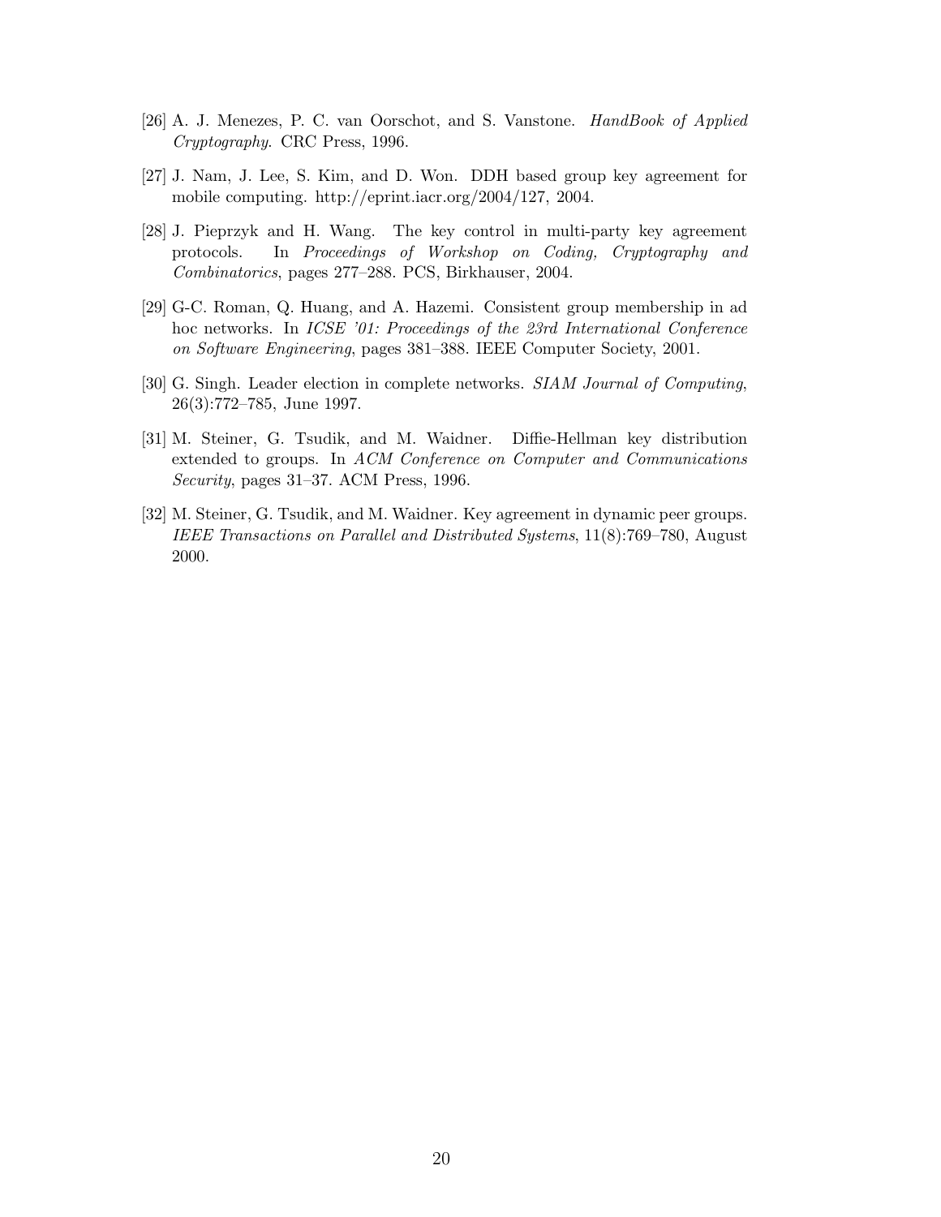[26] A. J. Menezes, P. C. van Oorschot, and S. Vanstone. *HandBook of Applied Cryptography*. CRC Press, 1996.

[27] J. Nam, J. Lee, S. Kim, and D. Won. DDH based group key agreement for mobile computing. http://eprint.iacr.org/2004/127, 2004.

[28] J. Pieprzyk and H. Wang. The key control in multi-party key agreement protocols. In *Proceedings of Workshop on Coding, Cryptography and Combinatorics*, pages 277–288. PCS, Birkhauser, 2004.

[29] G-C. Roman, Q. Huang, and A. Hazemi. Consistent group membership in ad hoc networks. In *ICSE '01: Proceedings of the 23rd International Conference on Software Engineering*, pages 381–388. IEEE Computer Society, 2001.

[30] G. Singh. Leader election in complete networks. *SIAM Journal of Computing*, 26(3):772–785, June 1997.

[31] M. Steiner, G. Tsudik, and M. Waidner. Diffie-Hellman key distribution extended to groups. In *ACM Conference on Computer and Communications Security*, pages 31–37. ACM Press, 1996.

[32] M. Steiner, G. Tsudik, and M. Waidner. Key agreement in dynamic peer groups. *IEEE Transactions on Parallel and Distributed Systems*, 11(8):769–780, August 2000.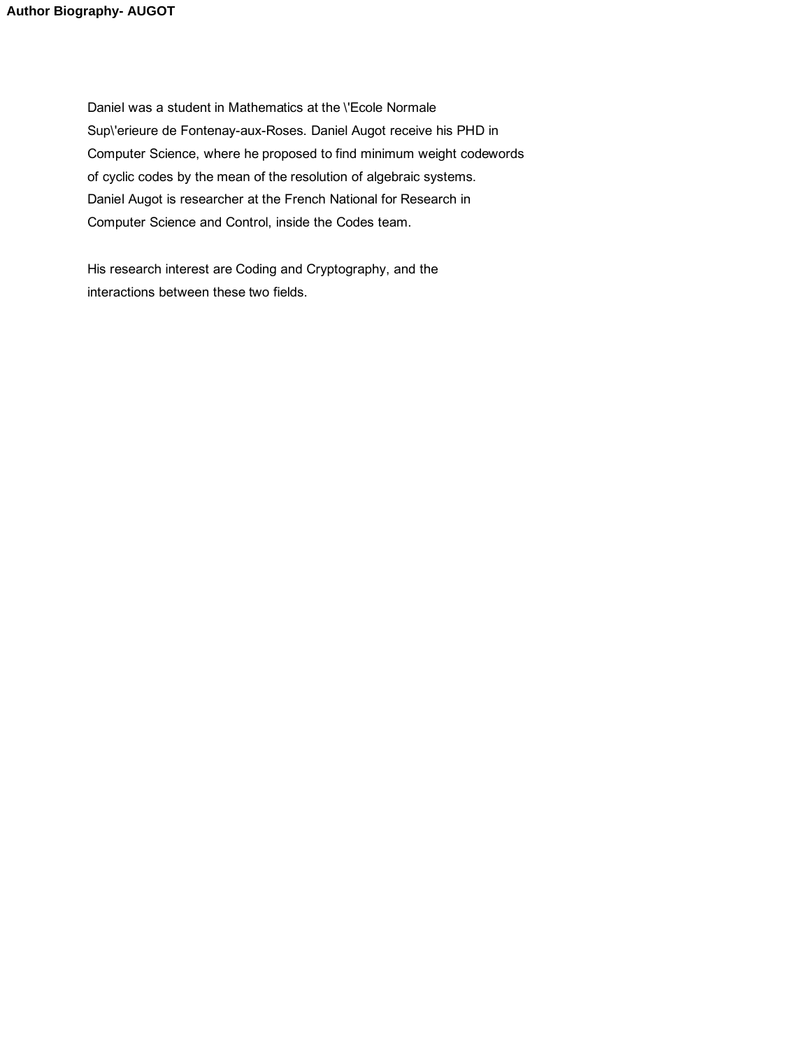**Author Biography- AUGOT**

Daniel was a student in Mathematics at the \'Ecole Normale Sup\'erieure de Fontenay-aux-Roses. Daniel Augot receive his PHD in Computer Science, where he proposed to find minimum weight codewords of cyclic codes by the mean of the resolution of algebraic systems. Daniel Augot is researcher at the French National for Research in Computer Science and Control, inside the Codes team.

His research interest are Coding and Cryptography, and the interactions between these two fields.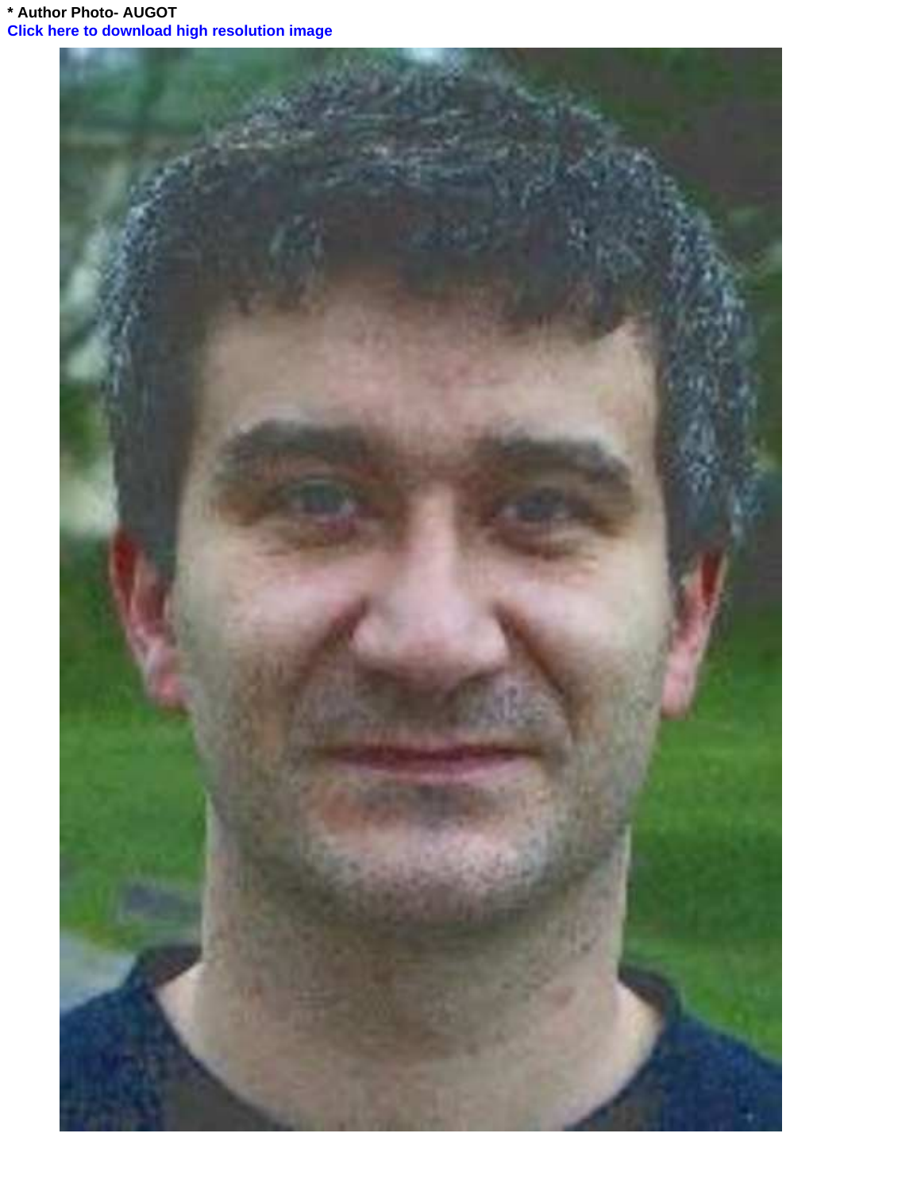**\* Author Photo- AUGOT**

**Click here to download high resolution image**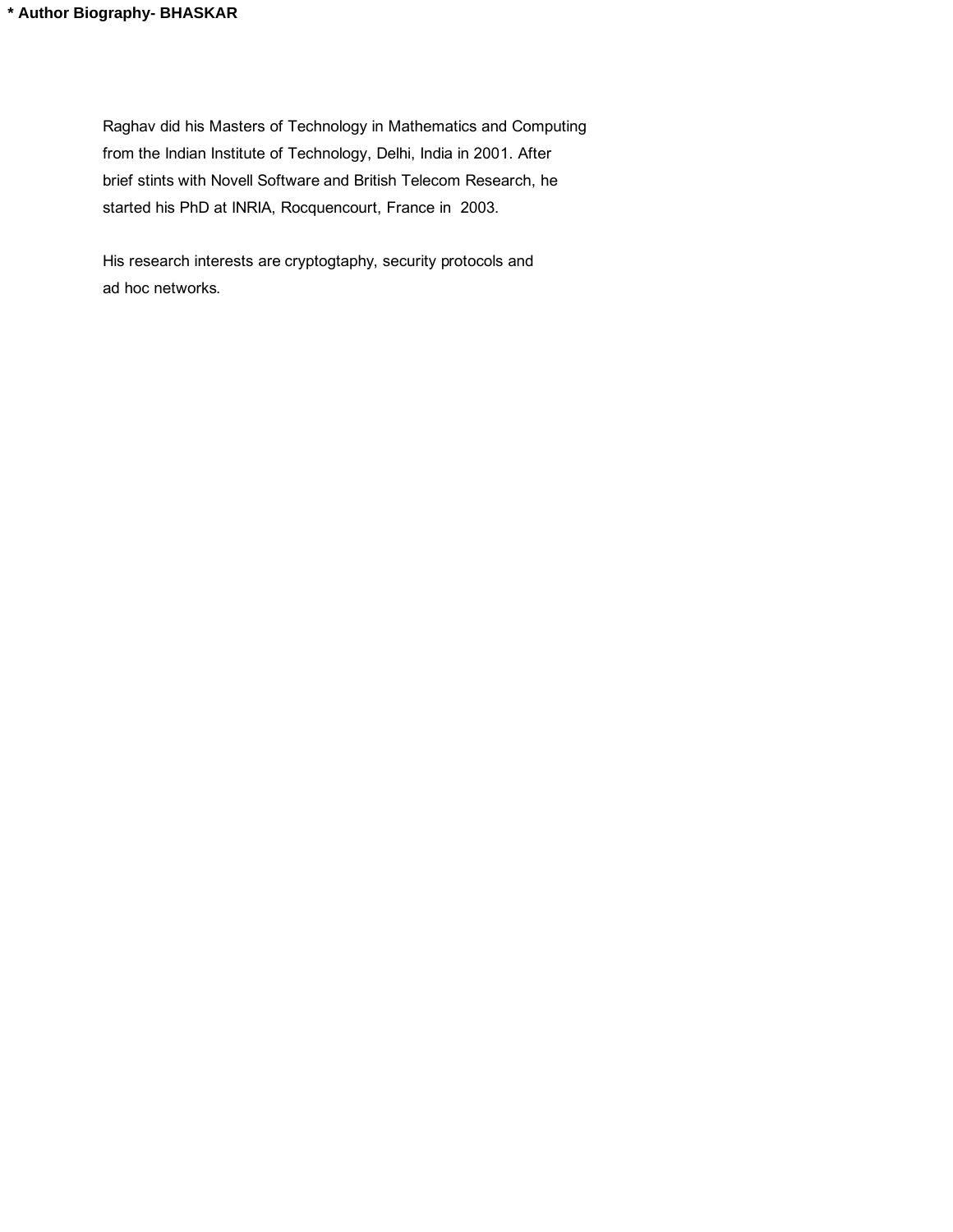**\* Author Biography- BHASKAR**

Raghav did his Masters of Technology in Mathematics and Computing from the Indian Institute of Technology, Delhi, India in 2001. After brief stints with Novell Software and British Telecom Research, he started his PhD at INRIA, Rocquencourt, France in 2003.

His research interests are cryptogtaphy, security protocols and ad hoc networks.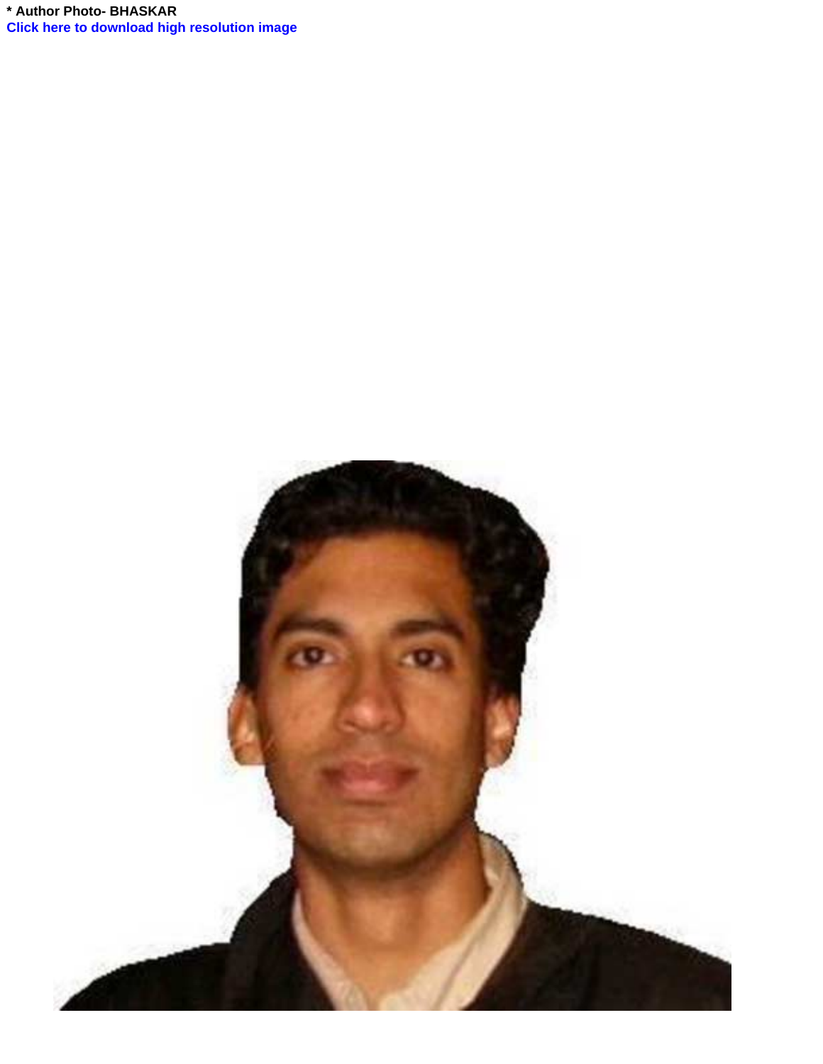* Author Photo- BHASKAR
Click here to download high resolution image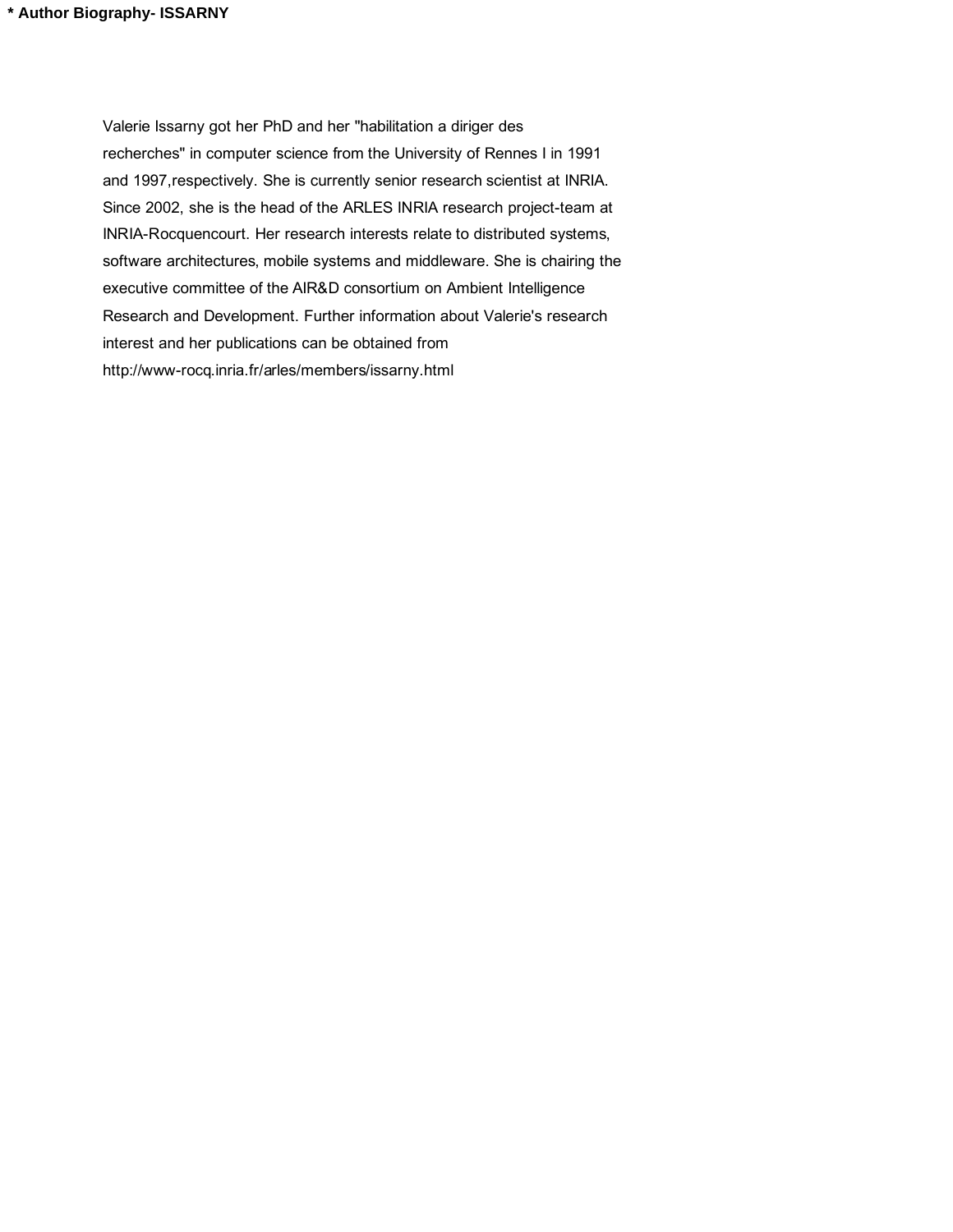**\* Author Biography- ISSARNY**

Valerie Issarny got her PhD and her "habilitation a diriger des recherches" in computer science from the University of Rennes I in 1991 and 1997,respectively. She is currently senior research scientist at INRIA. Since 2002, she is the head of the ARLES INRIA research project-team at INRIA-Rocquencourt. Her research interests relate to distributed systems, software architectures, mobile systems and middleware. She is chairing the executive committee of the AIR&D consortium on Ambient Intelligence Research and Development. Further information about Valerie's research interest and her publications can be obtained from http://www-rocq.inria.fr/arles/members/issarny.html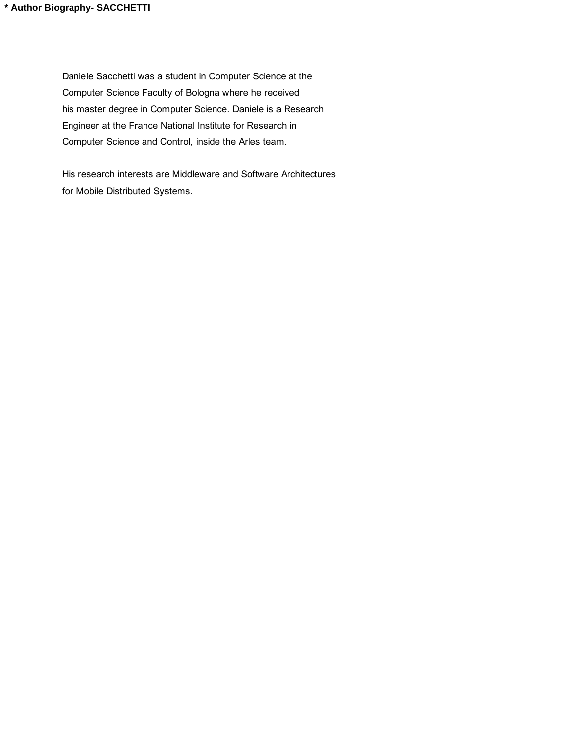**\* Author Biography- SACCHETTI**

Daniele Sacchetti was a student in Computer Science at the Computer Science Faculty of Bologna where he received his master degree in Computer Science. Daniele is a Research Engineer at the France National Institute for Research in Computer Science and Control, inside the Arles team.

His research interests are Middleware and Software Architectures for Mobile Distributed Systems.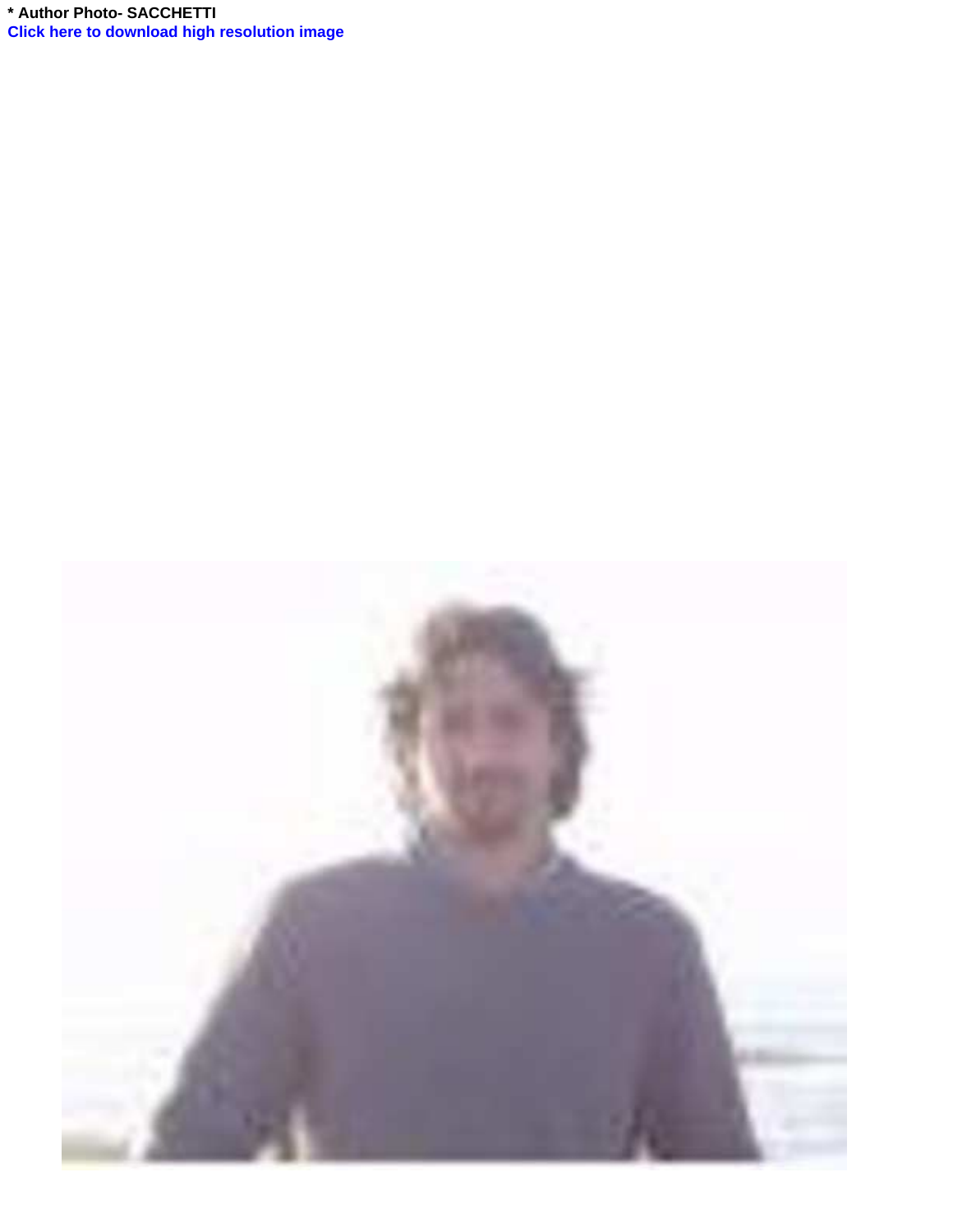**&#42; Author Photo- SACCHETTI**

**Click here to download high resolution image**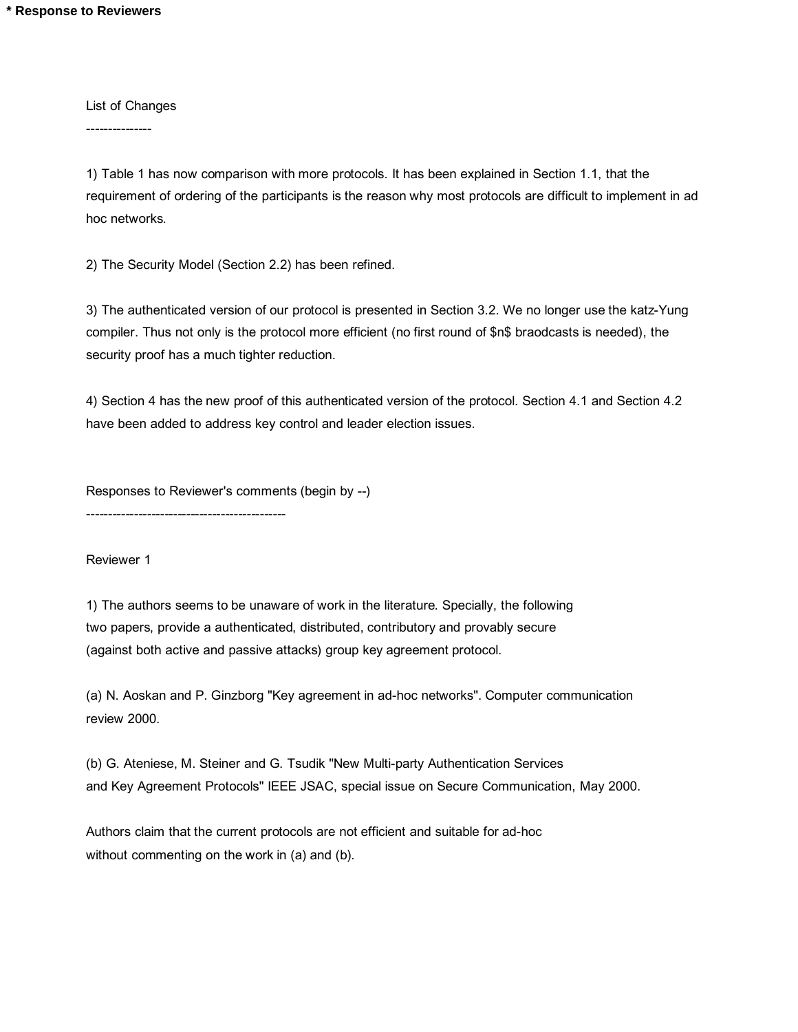**\* Response to Reviewers**

List of Changes

---------------

1) Table 1 has now comparison with more protocols. It has been explained in Section 1.1, that the requirement of ordering of the participants is the reason why most protocols are difficult to implement in ad hoc networks.

2) The Security Model (Section 2.2) has been refined.

3) The authenticated version of our protocol is presented in Section 3.2. We no longer use the katz-Yung compiler. Thus not only is the protocol more efficient (no first round of $n$ braodcasts is needed), the security proof has a much tighter reduction.

4) Section 4 has the new proof of this authenticated version of the protocol. Section 4.1 and Section 4.2 have been added to address key control and leader election issues.

Responses to Reviewer's comments (begin by --)

---------------------------------------------

Reviewer 1

1) The authors seems to be unaware of work in the literature. Specially, the following two papers, provide a authenticated, distributed, contributory and provably secure (against both active and passive attacks) group key agreement protocol.

(a) N. Aoskan and P. Ginzborg "Key agreement in ad-hoc networks". Computer communication review 2000.

(b) G. Ateniese, M. Steiner and G. Tsudik "New Multi-party Authentication Services and Key Agreement Protocols" IEEE JSAC, special issue on Secure Communication, May 2000.

Authors claim that the current protocols are not efficient and suitable for ad-hoc without commenting on the work in (a) and (b).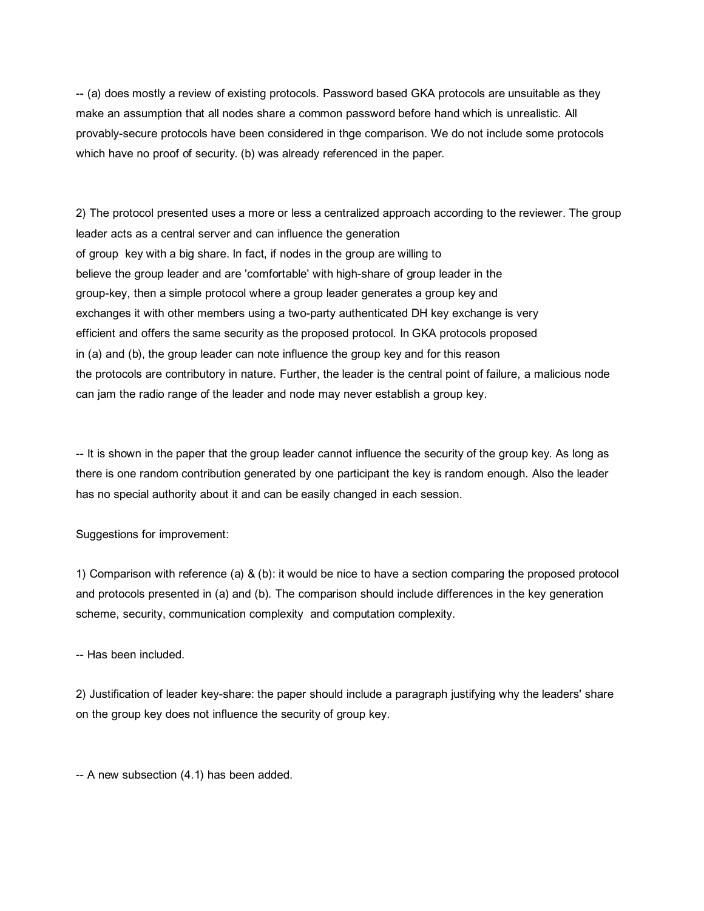-- (a) does mostly a review of existing protocols. Password based GKA protocols are unsuitable as they make an assumption that all nodes share a common password before hand which is unrealistic. All provably-secure protocols have been considered in thge comparison. We do not include some protocols which have no proof of security. (b) was already referenced in the paper.

2) The protocol presented uses a more or less a centralized approach according to the reviewer. The group leader acts as a central server and can influence the generation of group key with a big share. In fact, if nodes in the group are willing to believe the group leader and are 'comfortable' with high-share of group leader in the group-key, then a simple protocol where a group leader generates a group key and exchanges it with other members using a two-party authenticated DH key exchange is very efficient and offers the same security as the proposed protocol. In GKA protocols proposed in (a) and (b), the group leader can note influence the group key and for this reason the protocols are contributory in nature. Further, the leader is the central point of failure, a malicious node can jam the radio range of the leader and node may never establish a group key.

-- It is shown in the paper that the group leader cannot influence the security of the group key. As long as there is one random contribution generated by one participant the key is random enough. Also the leader has no special authority about it and can be easily changed in each session.

Suggestions for improvement:

1) Comparison with reference (a) & (b): it would be nice to have a section comparing the proposed protocol and protocols presented in (a) and (b). The comparison should include differences in the key generation scheme, security, communication complexity and computation complexity.

-- Has been included.

2) Justification of leader key-share: the paper should include a paragraph justifying why the leaders' share on the group key does not influence the security of group key.

-- A new subsection (4.1) has been added.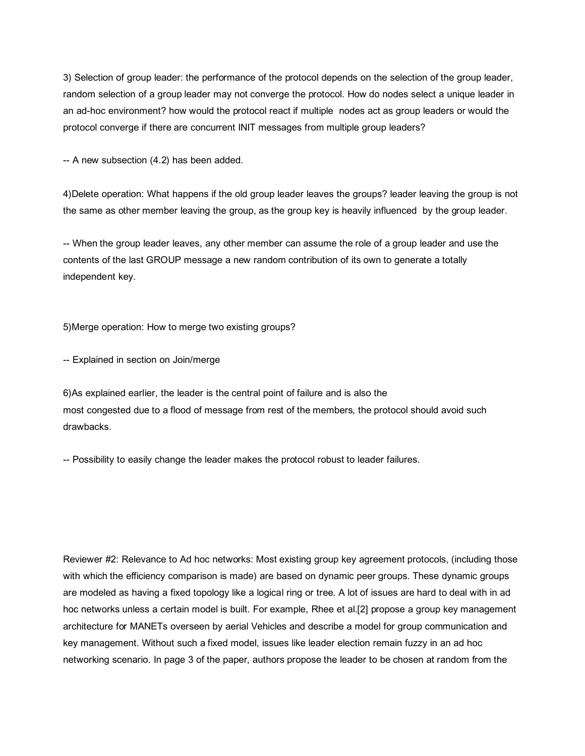3) Selection of group leader: the performance of the protocol depends on the selection of the group leader, random selection of a group leader may not converge the protocol. How do nodes select a unique leader in an ad-hoc environment? how would the protocol react if multiple nodes act as group leaders or would the protocol converge if there are concurrent INIT messages from multiple group leaders?

-- A new subsection (4.2) has been added.

4)Delete operation: What happens if the old group leader leaves the groups? leader leaving the group is not the same as other member leaving the group, as the group key is heavily influenced by the group leader.

-- When the group leader leaves, any other member can assume the role of a group leader and use the contents of the last GROUP message a new random contribution of its own to generate a totally independent key.

5)Merge operation: How to merge two existing groups?

-- Explained in section on Join/merge

6)As explained earlier, the leader is the central point of failure and is also the most congested due to a flood of message from rest of the members, the protocol should avoid such drawbacks.

-- Possibility to easily change the leader makes the protocol robust to leader failures.

Reviewer #2: Relevance to Ad hoc networks: Most existing group key agreement protocols, (including those with which the efficiency comparison is made) are based on dynamic peer groups. These dynamic groups are modeled as having a fixed topology like a logical ring or tree. A lot of issues are hard to deal with in ad hoc networks unless a certain model is built. For example, Rhee et al.[2] propose a group key management architecture for MANETs overseen by aerial Vehicles and describe a model for group communication and key management. Without such a fixed model, issues like leader election remain fuzzy in an ad hoc networking scenario. In page 3 of the paper, authors propose the leader to be chosen at random from the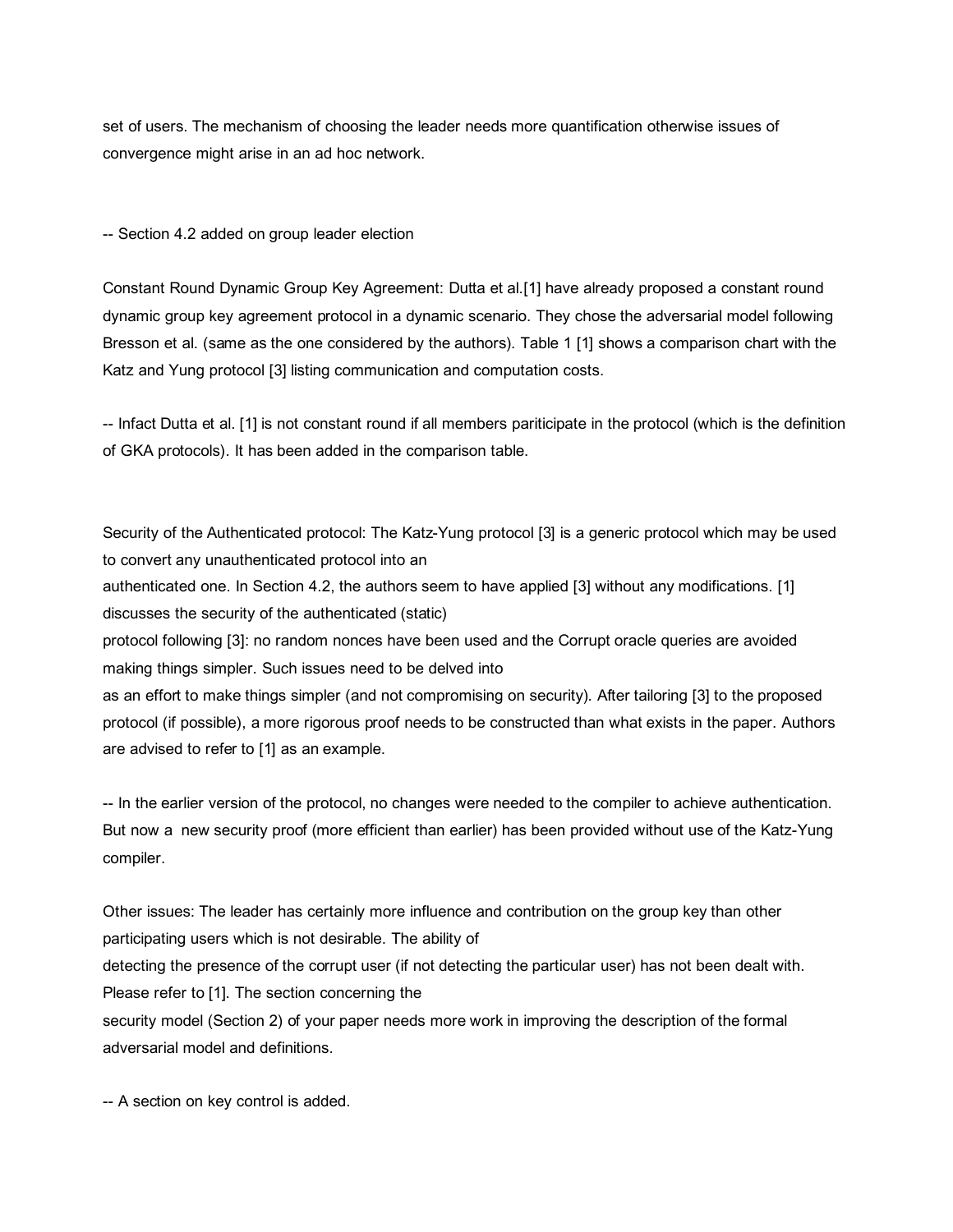set of users. The mechanism of choosing the leader needs more quantification otherwise issues of convergence might arise in an ad hoc network.

-- Section 4.2 added on group leader election

Constant Round Dynamic Group Key Agreement: Dutta et al.[1] have already proposed a constant round dynamic group key agreement protocol in a dynamic scenario. They chose the adversarial model following Bresson et al. (same as the one considered by the authors). Table 1 [1] shows a comparison chart with the Katz and Yung protocol [3] listing communication and computation costs.

-- Infact Dutta et al. [1] is not constant round if all members pariticipate in the protocol (which is the definition of GKA protocols). It has been added in the comparison table.

Security of the Authenticated protocol: The Katz-Yung protocol [3] is a generic protocol which may be used to convert any unauthenticated protocol into an authenticated one. In Section 4.2, the authors seem to have applied [3] without any modifications. [1] discusses the security of the authenticated (static) protocol following [3]: no random nonces have been used and the Corrupt oracle queries are avoided making things simpler. Such issues need to be delved into as an effort to make things simpler (and not compromising on security). After tailoring [3] to the proposed protocol (if possible), a more rigorous proof needs to be constructed than what exists in the paper. Authors are advised to refer to [1] as an example.

-- In the earlier version of the protocol, no changes were needed to the compiler to achieve authentication. But now a new security proof (more efficient than earlier) has been provided without use of the Katz-Yung compiler.

Other issues: The leader has certainly more influence and contribution on the group key than other participating users which is not desirable. The ability of detecting the presence of the corrupt user (if not detecting the particular user) has not been dealt with. Please refer to [1]. The section concerning the security model (Section 2) of your paper needs more work in improving the description of the formal adversarial model and definitions.

-- A section on key control is added.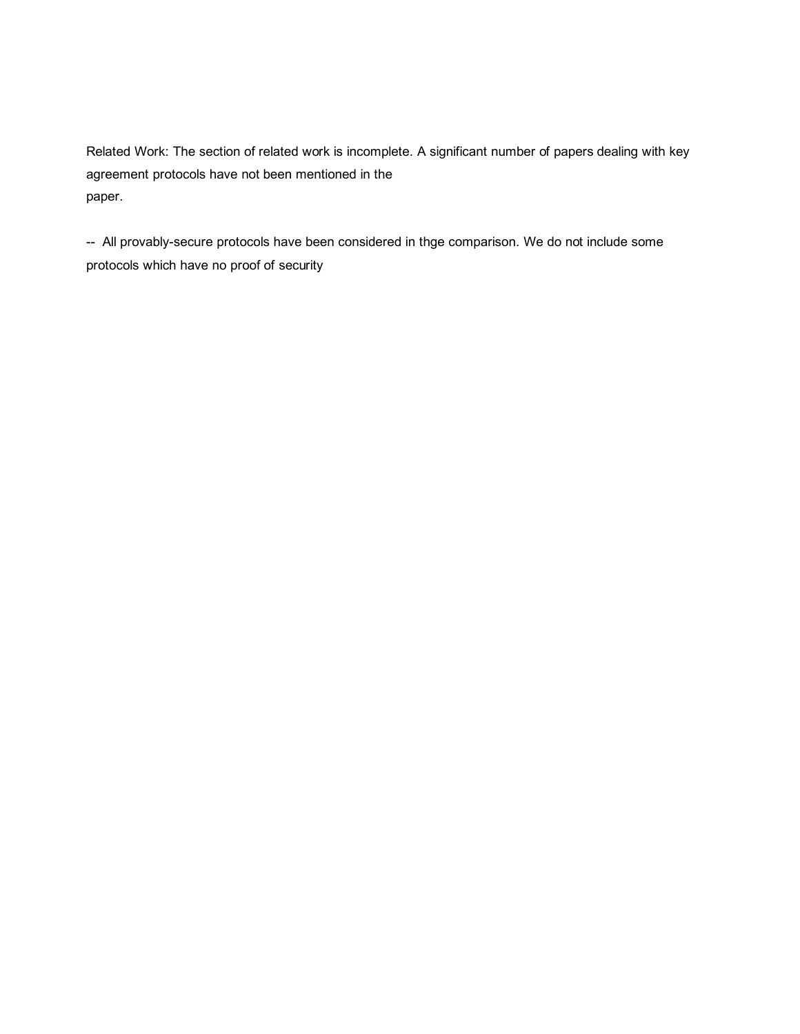Related Work: The section of related work is incomplete. A significant number of papers dealing with key agreement protocols have not been mentioned in the paper.

-- All provably-secure protocols have been considered in thge comparison. We do not include some protocols which have no proof of security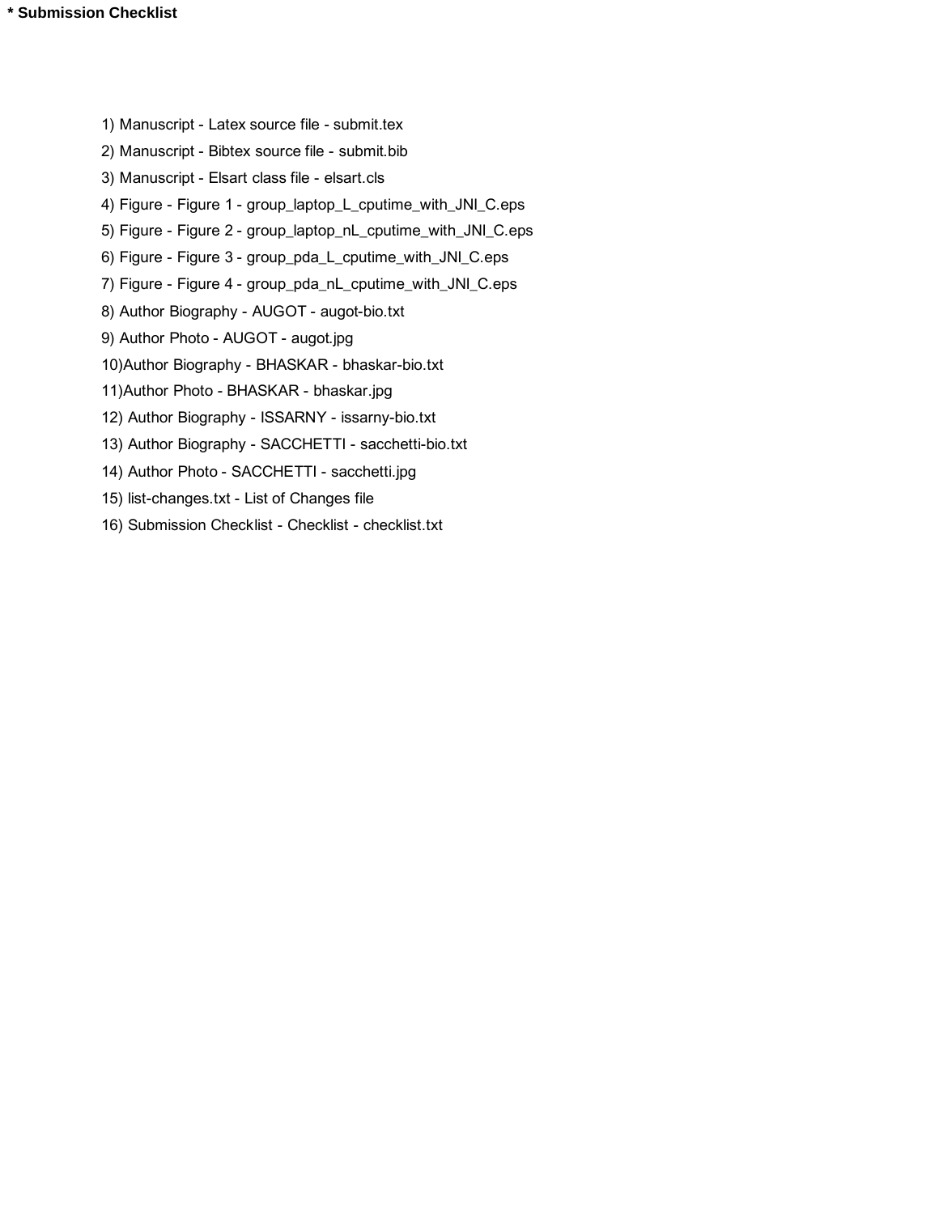**\* Submission Checklist**

1) Manuscript - Latex source file - submit.tex
2) Manuscript - Bibtex source file - submit.bib
3) Manuscript - Elsart class file - elsart.cls
4) Figure - Figure 1 - group_laptop_L_cputime_with_JNI_C.eps
5) Figure - Figure 2 - group_laptop_nL_cputime_with_JNI_C.eps
6) Figure - Figure 3 - group_pda_L_cputime_with_JNI_C.eps
7) Figure - Figure 4 - group_pda_nL_cputime_with_JNI_C.eps
8) Author Biography - AUGOT - augot-bio.txt
9) Author Photo - AUGOT - augot.jpg
10)Author Biography - BHASKAR - bhaskar-bio.txt
11)Author Photo - BHASKAR - bhaskar.jpg
12) Author Biography - ISSARNY - issarny-bio.txt
13) Author Biography - SACCHETTI - sacchetti-bio.txt
14) Author Photo - SACCHETTI - sacchetti.jpg
15) list-changes.txt - List of Changes file
16) Submission Checklist - Checklist - checklist.txt